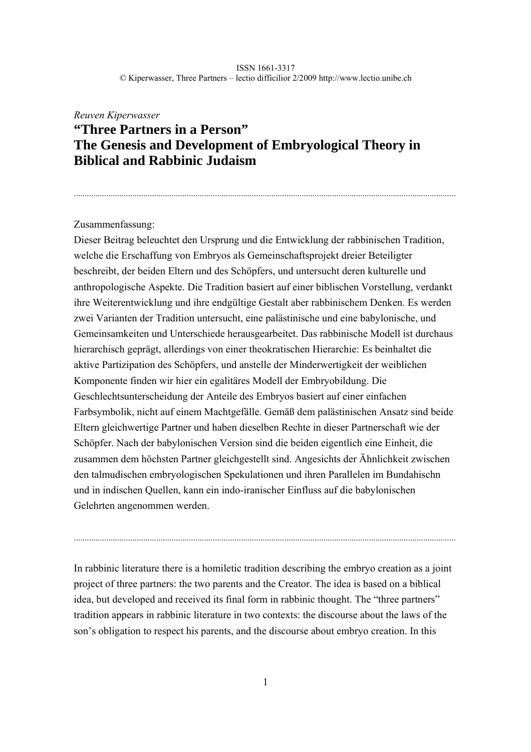ISSN 1661-3317
© Kiperwasser, Three Partners – lectio difficilior 2/2009 http://www.lectio.unibe.ch

*Reuven Kiperwasser*

# "Three Partners in a Person" The Genesis and Development of Embryological Theory in Biblical and Rabbinic Judaism

---

Zusammenfassung:

Dieser Beitrag beleuchtet den Ursprung und die Entwicklung der rabbinischen Tradition, welche die Erschaffung von Embryos als Gemeinschaftsprojekt dreier Beteiligter beschreibt, der beiden Eltern und des Schöpfers, und untersucht deren kulturelle und anthropologische Aspekte. Die Tradition basiert auf einer biblischen Vorstellung, verdankt ihre Weiterentwicklung und ihre endgültige Gestalt aber rabbinischem Denken. Es werden zwei Varianten der Tradition untersucht, eine palästinische und eine babylonische, und Gemeinsamkeiten und Unterschiede herausgearbeitet. Das rabbinische Modell ist durchaus hierarchisch geprägt, allerdings von einer theokratischen Hierarchie: Es beinhaltet die aktive Partizipation des Schöpfers, und anstelle der Minderwertigkeit der weiblichen Komponente finden wir hier ein egalitäres Modell der Embryobildung. Die Geschlechtsunterscheidung der Anteile des Embryos basiert auf einer einfachen Farbsymbolik, nicht auf einem Machtgefälle. Gemäß dem palästinischen Ansatz sind beide Eltern gleichwertige Partner und haben dieselben Rechte in dieser Partnerschaft wie der Schöpfer. Nach der babylonischen Version sind die beiden eigentlich eine Einheit, die zusammen dem höchsten Partner gleichgestellt sind. Angesichts der Ähnlichkeit zwischen den talmudischen embryologischen Spekulationen und ihren Parallelen im Bundahischn und in indischen Quellen, kann ein indo-iranischer Einfluss auf die babylonischen Gelehrten angenommen werden.

---

In rabbinic literature there is a homiletic tradition describing the embryo creation as a joint project of three partners: the two parents and the Creator. The idea is based on a biblical idea, but developed and received its final form in rabbinic thought. The "three partners" tradition appears in rabbinic literature in two contexts: the discourse about the laws of the son's obligation to respect his parents, and the discourse about embryo creation. In this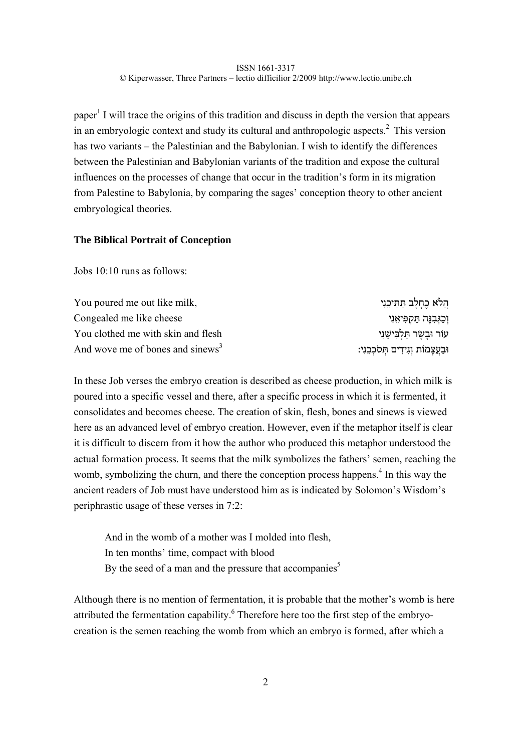paper[1] I will trace the origins of this tradition and discuss in depth the version that appears in an embryologic context and study its cultural and anthropologic aspects.[2] This version has two variants – the Palestinian and the Babylonian. I wish to identify the differences between the Palestinian and Babylonian variants of the tradition and expose the cultural influences on the processes of change that occur in the tradition's form in its migration from Palestine to Babylonia, by comparing the sages' conception theory to other ancient embryological theories.

**The Biblical Portrait of Conception**

Jobs 10:10 runs as follows:

| | |
|---|---|
| You poured me out like milk, | הֲלֹא כֶחָלָב תַּתִּיכֵנִי |
| Congealed me like cheese | וְכַגְּבִנָּה תַּקְפִּיאֵנִי |
| You clothed me with skin and flesh | עוֹר וּבָשָׂר תַּלְבִּישֵׁנִי |
| And wove me of bones and sinews[3] | וּבַעֲצָמוֹת וְגִידִים תְּסֹכְכֵנִי: |

In these Job verses the embryo creation is described as cheese production, in which milk is poured into a specific vessel and there, after a specific process in which it is fermented, it consolidates and becomes cheese. The creation of skin, flesh, bones and sinews is viewed here as an advanced level of embryo creation. However, even if the metaphor itself is clear it is difficult to discern from it how the author who produced this metaphor understood the actual formation process. It seems that the milk symbolizes the fathers' semen, reaching the womb, symbolizing the churn, and there the conception process happens.[4] In this way the ancient readers of Job must have understood him as is indicated by Solomon's Wisdom's periphrastic usage of these verses in 7:2:

> And in the womb of a mother was I molded into flesh,
> In ten months' time, compact with blood
> By the seed of a man and the pressure that accompanies[5]

Although there is no mention of fermentation, it is probable that the mother's womb is here attributed the fermentation capability.[6] Therefore here too the first step of the embryo-creation is the semen reaching the womb from which an embryo is formed, after which a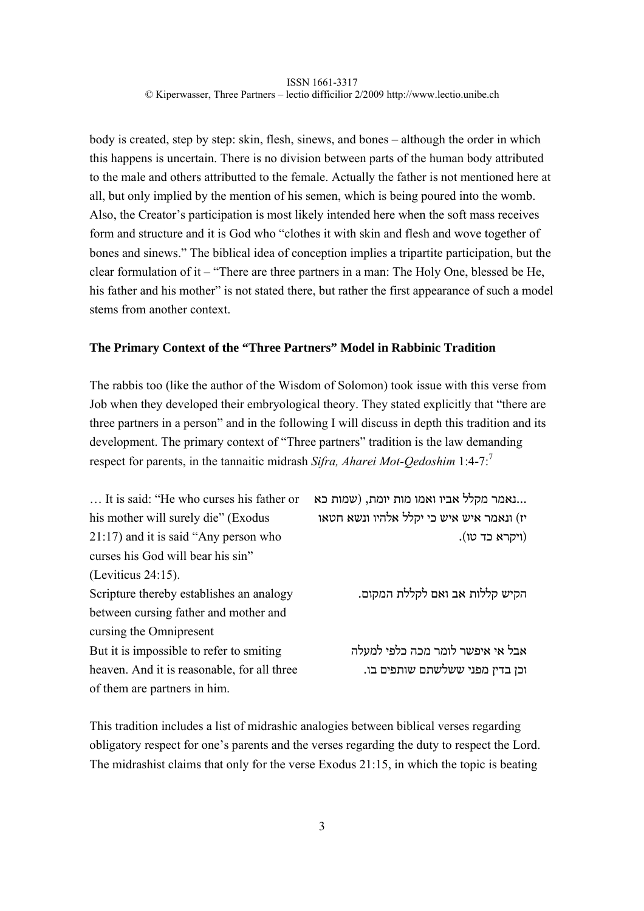body is created, step by step: skin, flesh, sinews, and bones – although the order in which this happens is uncertain. There is no division between parts of the human body attributed to the male and others attributted to the female. Actually the father is not mentioned here at all, but only implied by the mention of his semen, which is being poured into the womb. Also, the Creator's participation is most likely intended here when the soft mass receives form and structure and it is God who "clothes it with skin and flesh and wove together of bones and sinews." The biblical idea of conception implies a tripartite participation, but the clear formulation of it – "There are three partners in a man: The Holy One, blessed be He, his father and his mother" is not stated there, but rather the first appearance of such a model stems from another context.

### The Primary Context of the "Three Partners" Model in Rabbinic Tradition

The rabbis too (like the author of the Wisdom of Solomon) took issue with this verse from Job when they developed their embryological theory. They stated explicitly that "there are three partners in a person" and in the following I will discuss in depth this tradition and its development. The primary context of "Three partners" tradition is the law demanding respect for parents, in the tannaitic midrash *Sifra, Aharei Mot-Qedoshim* 1:4-7:[7]

| | |
|---|---|
| … It is said: "He who curses his father or his mother will surely die" (Exodus 21:17) and it is said "Any person who curses his God will bear his sin" (Leviticus 24:15). | ...נאמר מקלל אביו ואמו מות יומת, (שמות כא יז) ונאמר איש איש כי יקלל אלהיו ונשא חטאו (ויקרא כד טו). |
| Scripture thereby establishes an analogy between cursing father and mother and cursing the Omnipresent | הקיש קללות אב ואם לקללת המקום. |
| But it is impossible to refer to smiting heaven. And it is reasonable, for all three of them are partners in him. | אבל אי איפשר לומר מכה כלפי למעלה וכן בדין מפני ששלשתם שותפים בו. |

This tradition includes a list of midrashic analogies between biblical verses regarding obligatory respect for one's parents and the verses regarding the duty to respect the Lord. The midrashist claims that only for the verse Exodus 21:15, in which the topic is beating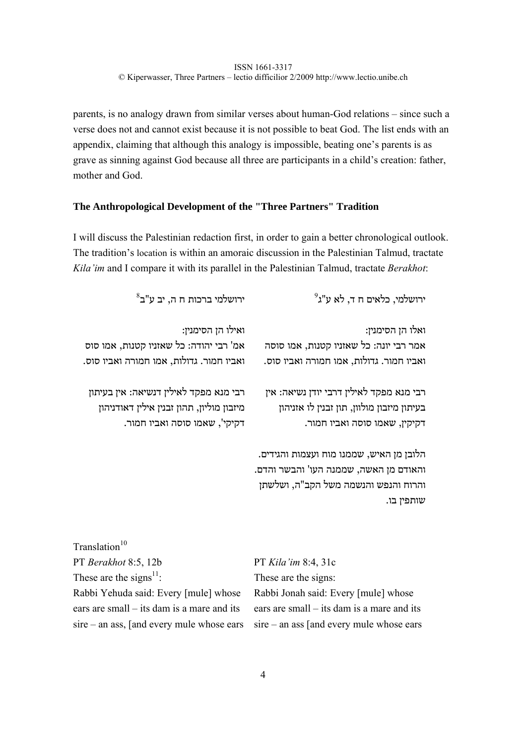parents, is no analogy drawn from similar verses about human-God relations – since such a verse does not and cannot exist because it is not possible to beat God. The list ends with an appendix, claiming that although this analogy is impossible, beating one's parents is as grave as sinning against God because all three are participants in a child's creation: father, mother and God.

**The Anthropological Development of the "Three Partners" Tradition**

I will discuss the Palestinian redaction first, in order to gain a better chronological outlook. The tradition's location is within an amoraic discussion in the Palestinian Talmud, tractate *Kila'im* and I compare it with its parallel in the Palestinian Talmud, tractate *Berakhot*:

| ירושלמי, כלאים ח ד, לא ע"ג[9] | ירושלמי ברכות ח ה, יב ע"ב[8] |
|---|---|
| ואלו הן הסימנין: אמר רבי יונה: כל שאזניו קטנות, אמו סוסה ואביו חמור. גדולות, אמו חמורה ואביו סוס. | ואילו הן הסימנין: אמ' רבי יהודה: כל שאזניו קטנות, אמו סוס ואביו חמור. גדולות, אמו חמורה ואביו סוס. |
| רבי מנא מפקד לאילין דרבי יודן נשיאה: אין בעיתון מיזבון מולוון, תון זבנין לו אזניהון דקיקין, שאמו סוסה ואביו חמור. | רבי מנא מפקד לאילין דנשיאה: אין בעיתון מיזבון מוליון, תהון זבנין אילין דאודניהון דקיקי', שאמו סוסה ואביו חמור. |
| הלובן מן האיש, שממנו מוח ועצמות והגידים. והאודם מן האשה, שממנה העו' והבשר והדם. והרוח והנפש והנשמה משל הקב"ה, ושלשתן שותפין בו. | |

Translation[10]

| PT *Berakhot* 8:5, 12b | PT *Kila'im* 8:4, 31c |
|---|---|
| These are the signs[11]: | These are the signs: |
| Rabbi Yehuda said: Every [mule] whose ears are small – its dam is a mare and its sire – an ass, [and every mule whose ears | Rabbi Jonah said: Every [mule] whose ears are small – its dam is a mare and its sire – an ass [and every mule whose ears |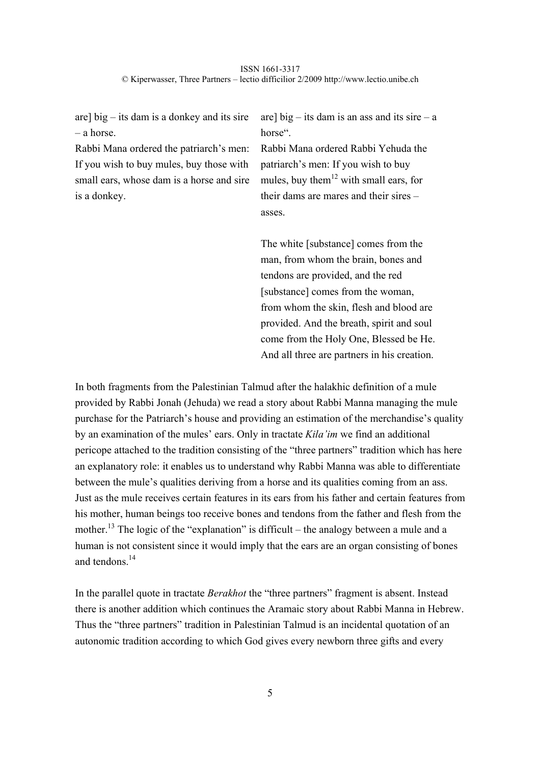| | |
|---|---|
| are] big – its dam is a donkey and its sire – a horse.<br>Rabbi Mana ordered the patriarch's men: If you wish to buy mules, buy those with small ears, whose dam is a horse and sire is a donkey. | are] big – its dam is an ass and its sire – a horse".<br>Rabbi Mana ordered Rabbi Yehuda the patriarch's men: If you wish to buy mules, buy them[12] with small ears, for their dams are mares and their sires – asses.<br><br>The white [substance] comes from the man, from whom the brain, bones and tendons are provided, and the red [substance] comes from the woman, from whom the skin, flesh and blood are provided. And the breath, spirit and soul come from the Holy One, Blessed be He. And all three are partners in his creation. |

In both fragments from the Palestinian Talmud after the halakhic definition of a mule provided by Rabbi Jonah (Jehuda) we read a story about Rabbi Manna managing the mule purchase for the Patriarch's house and providing an estimation of the merchandise's quality by an examination of the mules' ears. Only in tractate *Kila'im* we find an additional pericope attached to the tradition consisting of the "three partners" tradition which has here an explanatory role: it enables us to understand why Rabbi Manna was able to differentiate between the mule's qualities deriving from a horse and its qualities coming from an ass. Just as the mule receives certain features in its ears from his father and certain features from his mother, human beings too receive bones and tendons from the father and flesh from the mother.[13] The logic of the "explanation" is difficult – the analogy between a mule and a human is not consistent since it would imply that the ears are an organ consisting of bones and tendons.[14]

In the parallel quote in tractate *Berakhot* the "three partners" fragment is absent. Instead there is another addition which continues the Aramaic story about Rabbi Manna in Hebrew. Thus the "three partners" tradition in Palestinian Talmud is an incidental quotation of an autonomic tradition according to which God gives every newborn three gifts and every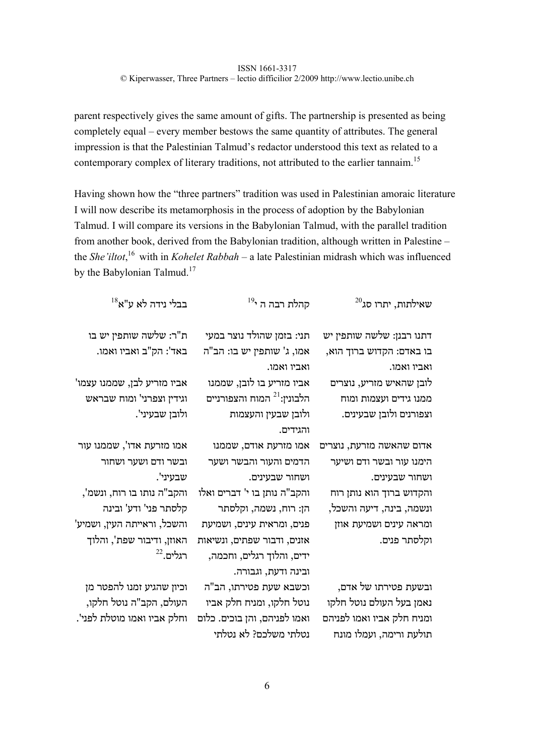parent respectively gives the same amount of gifts. The partnership is presented as being completely equal – every member bestows the same quantity of attributes. The general impression is that the Palestinian Talmud's redactor understood this text as related to a contemporary complex of literary traditions, not attributed to the earlier tannaim.[15]

Having shown how the "three partners" tradition was used in Palestinian amoraic literature I will now describe its metamorphosis in the process of adoption by the Babylonian Talmud. I will compare its versions in the Babylonian Talmud, with the parallel tradition from another book, derived from the Babylonian tradition, although written in Palestine – the *She'iltot*,[16] with in *Kohelet Rabbah* – a late Palestinian midrash which was influenced by the Babylonian Talmud.[17]

| בבלי נידה לא ע"א[18] | קהלת רבה ה י[19] | שאילתות, יתרו סג[20] |
|---|---|---|
| ת"ר: שלשה שותפין יש בו באד': הקב"ה ואביו ואמו. | תני: בזמן שהולד נוצר במעי אמו, ג' שותפין יש בו: הב"ה ואביו ואמו. | דתנו רבנן: שלשה שותפין יש בו באדם: הקדוש ברוך הוא, ואביו ואמו. |
| אביו מזריע לבן, שממנו עצמו' וגידין וצפרני' ומוח שבראש ולובן שבעיני'. | אביו מזריע בו לובן, שממנו הלבונין:[21] המוח והצפורניים ולובן שבעין והעצמות והגידים. | לובן שהאיש מזריע, נוצרים ממנו גידים ועצמות ומוח וצפורנים ולובן שבעינים. |
| אמו מזרעת אדו', שממנו עור ובשר ודם ושער ושחור שבעיני'. | אמו מזרעת אודם, שממנו הדמים והעור והבשר ושער ושחור שבעינים. | אדום שהאשה מזרעת, נוצרים הימנו עור ובשר ודם ושיער ושחור שבעינים. |
| והקב"ה נותן בו רוח, ונשמ', קלסתר פני' ודע' ובינה והשכל, וראייתה העין, ושמיע' האוזן, ודיבור שפת', והלוך רגלים.[22] | והקב"ה נותן בו י' דברים ואלו הן: רוח, נשמה, וקלסתר פנים, ומראית עינים, ושמיעת אזנים, ודבור שפתים, ונשיאות ידים, והלוך רגלים, וחכמה, ובינה ודעת, וגבורה. | והקדוש ברוך הוא נותן רוח ונשמה, בינה, דיעה והשכל, ומראה עינים ושמיעת אוזן וקלסתר פנים. |
| וכיון שהגיע זמנו להפטר מן העולם, הקב"ה נוטל חלקו, וחלק אביו ואמו מוטלת לפני'. | וכשבא שעת פטירתו, הב"ה נוטל חלקו, ומניח חלק אביו ואמו לפניהם, והן בוכים. כלום נטלתי משלכם? לא נטלתי | ובשעת פטירתו של אדם, נאמן בעל העולם נוטל חלקו ומניח חלק אביו ואמו לפניהם תולעת ורימה, ועמלו מונח |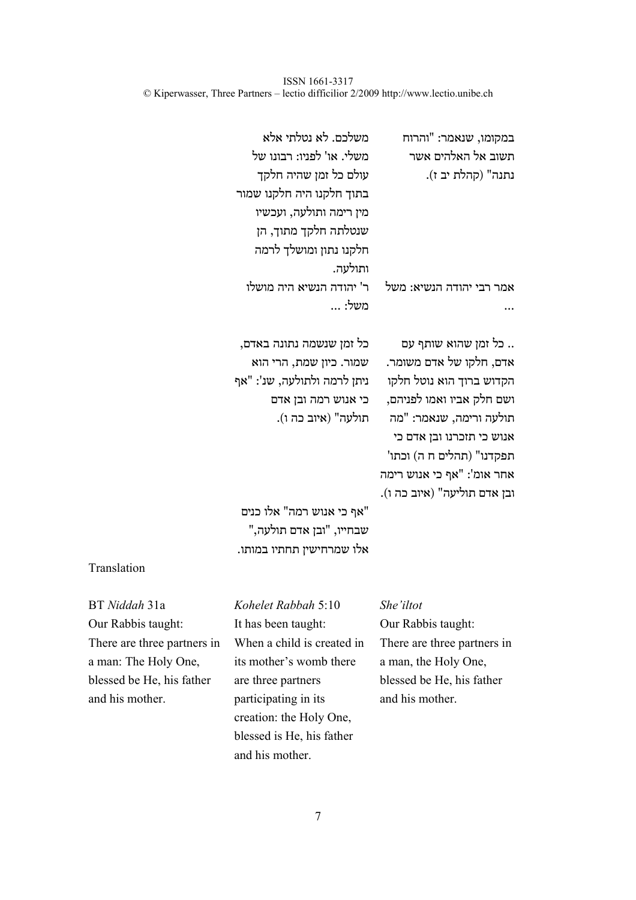| | | |
|---|---|---|
| | משלכם. לא נטלתי אלא משלי. או' לפניו: רבונו של עולם כל זמן שהיה חלקך בתוך חלקנו היה חלקנו שמור מין רימה ותולעה, ועכשיו שנטלתה חלקך מתוך, הן חלקנו נתון ומושלך לרמה ותולעה. | במקומו, שנאמר: "והרוח תשוב אל האלהים אשר נתנה" (קהלת יב ז). |
| | ר' יהודה הנשיא היה מושלו משל: ... | אמר רבי יהודה הנשיא: משל ... |
| | כל זמן שנשמה נתונה באדם, שמור. כיון שמת, הרי הוא ניתן לרמה ולתולעה, שנ': "אף כי אנוש רמה ובן אדם תולעה" (איוב כה ו). | .. כל זמן שהוא שותף עם אדם, חלקו של אדם משומר. הקדוש ברוך הוא נוטל חלקו ושם חלק אביו ואמו לפניהם, תולעה ורימה, שנאמר: "מה אנוש כי תזכרנו ובן אדם כי תפקדנו" (תהלים ח ה) וכתו' אחר אומ': "אף כי אנוש רימה ובן אדם תוליעה" (איוב כה ו). |
| | "אף כי אנוש רמה" אלו כנים שבחייו, "ובן אדם תולעה," אלו שמרחישין תחתיו במותו. | |

Translation

| BT *Niddah* 31a | *Kohelet Rabbah* 5:10 | *She'iltot* |
|---|---|---|
| Our Rabbis taught: There are three partners in a man: The Holy One, blessed be He, his father and his mother. | It has been taught: When a child is created in its mother's womb there are three partners participating in its creation: the Holy One, blessed is He, his father and his mother. | Our Rabbis taught: There are three partners in a man, the Holy One, blessed be He, his father and his mother. |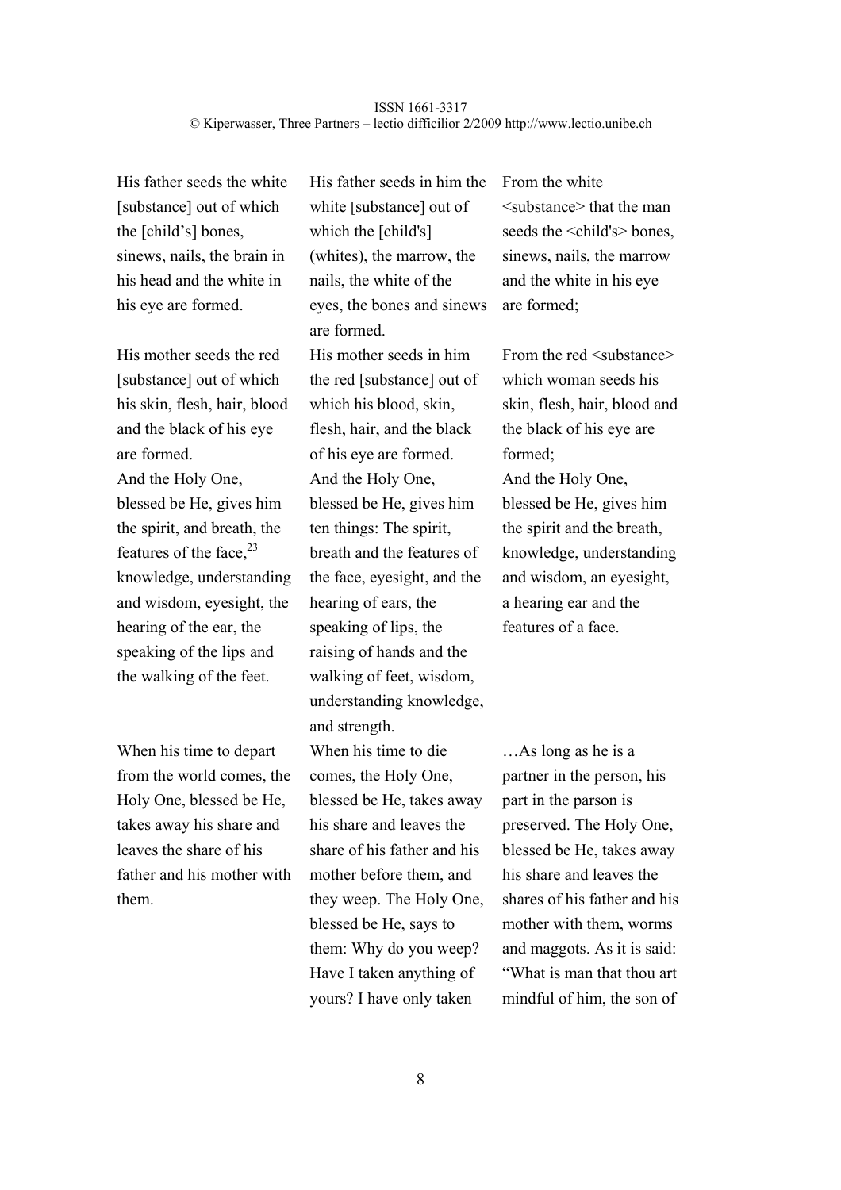| | | |
|---|---|---|
| His father seeds the white [substance] out of which the [child's] bones, sinews, nails, the brain in his head and the white in his eye are formed. | His father seeds in him the white [substance] out of which the [child's] (whites), the marrow, the nails, the white of the eyes, the bones and sinews are formed. | From the white <substance> that the man seeds the <child's> bones, sinews, nails, the marrow and the white in his eye are formed; |
| His mother seeds the red [substance] out of which his skin, flesh, hair, blood and the black of his eye are formed. | His mother seeds in him the red [substance] out of which his blood, skin, flesh, hair, and the black of his eye are formed. | From the red <substance> which woman seeds his skin, flesh, hair, blood and the black of his eye are formed; |
| And the Holy One, blessed be He, gives him the spirit, and breath, the features of the face,[23] knowledge, understanding and wisdom, eyesight, the hearing of the ear, the speaking of the lips and the walking of the feet. | And the Holy One, blessed be He, gives him ten things: The spirit, breath and the features of the face, eyesight, and the hearing of ears, the speaking of lips, the raising of hands and the walking of feet, wisdom, understanding knowledge, and strength. | And the Holy One, blessed be He, gives him the spirit and the breath, knowledge, understanding and wisdom, an eyesight, a hearing ear and the features of a face. |
| When his time to depart from the world comes, the Holy One, blessed be He, takes away his share and leaves the share of his father and his mother with them. | When his time to die comes, the Holy One, blessed be He, takes away his share and leaves the share of his father and his mother before them, and they weep. The Holy One, blessed be He, says to them: Why do you weep? Have I taken anything of yours? I have only taken | …As long as he is a partner in the person, his part in the parson is preserved. The Holy One, blessed be He, takes away his share and leaves the shares of his father and his mother with them, worms and maggots. As it is said: "What is man that thou art mindful of him, the son of |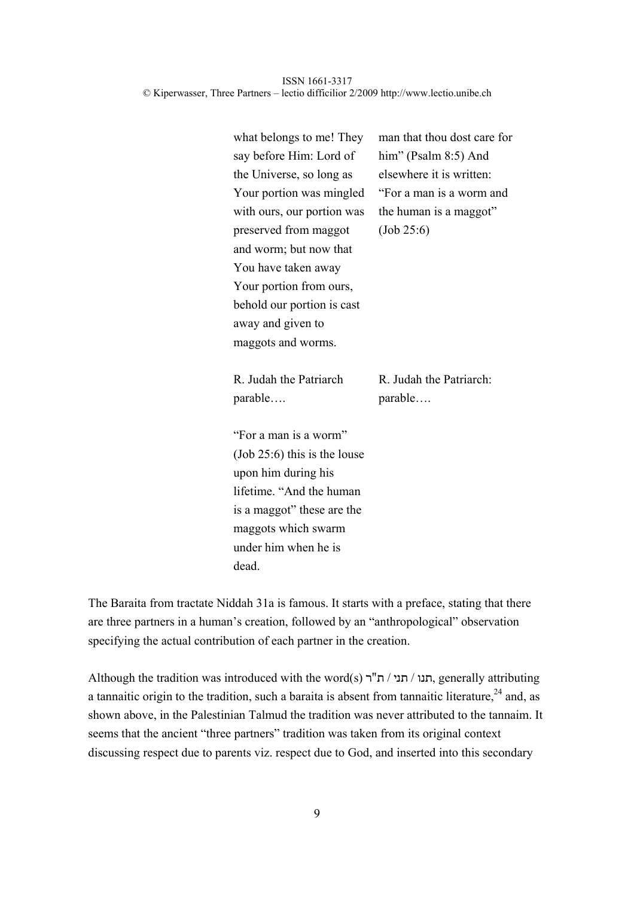| | |
|---|---|
| what belongs to me! They say before Him: Lord of the Universe, so long as Your portion was mingled with ours, our portion was preserved from maggot and worm; but now that You have taken away Your portion from ours, behold our portion is cast away and given to maggots and worms. | man that thou dost care for him" (Psalm 8:5) And elsewhere it is written: "For a man is a worm and the human is a maggot" (Job 25:6) |
| R. Judah the Patriarch parable…. | R. Judah the Patriarch: parable…. |
| "For a man is a worm" (Job 25:6) this is the louse upon him during his lifetime. "And the human is a maggot" these are the maggots which swarm under him when he is dead. | |

The Baraita from tractate Niddah 31a is famous. It starts with a preface, stating that there are three partners in a human's creation, followed by an "anthropological" observation specifying the actual contribution of each partner in the creation.

Although the tradition was introduced with the word(s) ת"ר / תני / תנו, generally attributing a tannaitic origin to the tradition, such a baraita is absent from tannaitic literature,[24] and, as shown above, in the Palestinian Talmud the tradition was never attributed to the tannaim. It seems that the ancient "three partners" tradition was taken from its original context discussing respect due to parents viz. respect due to God, and inserted into this secondary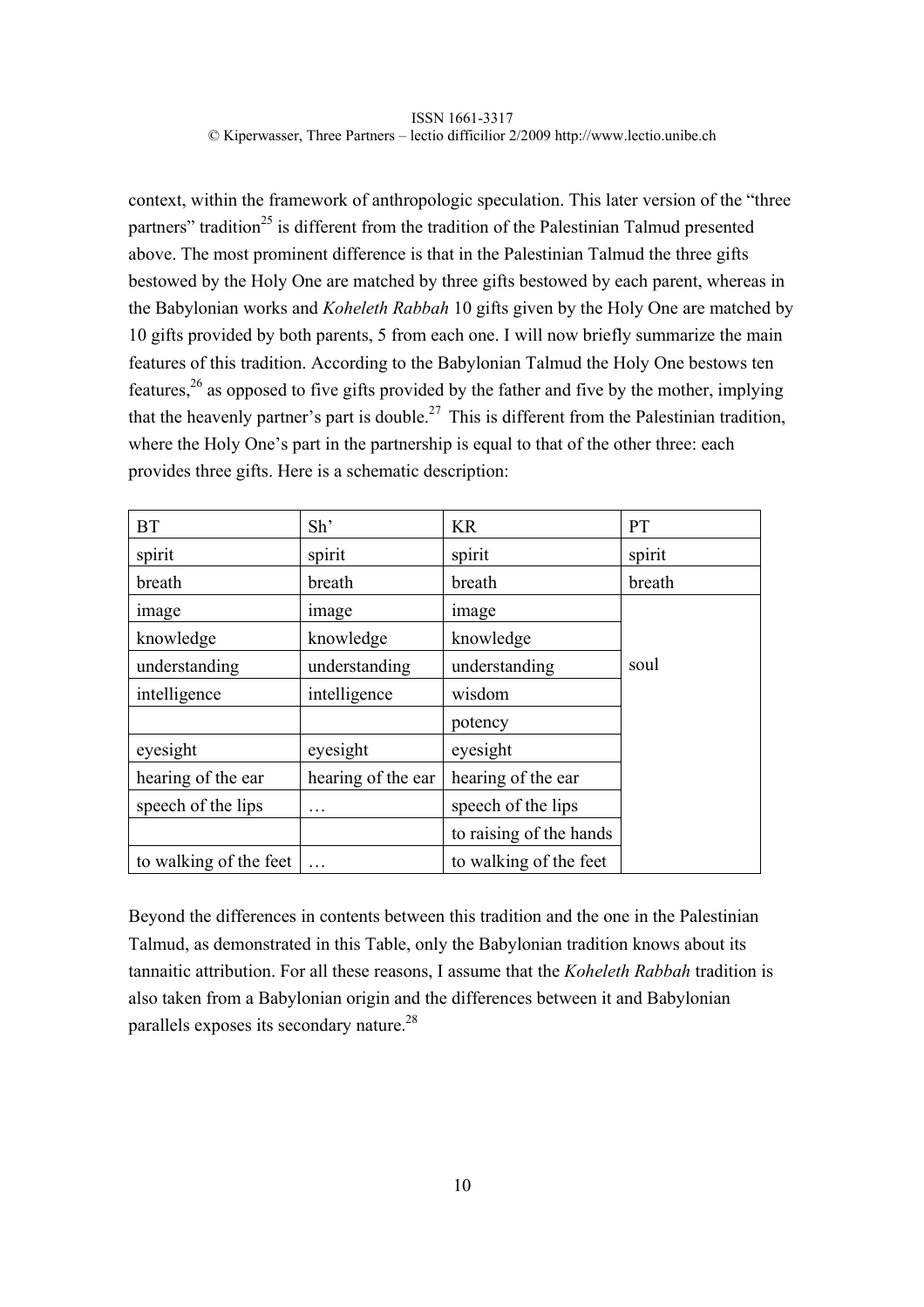context, within the framework of anthropologic speculation. This later version of the "three partners" tradition[25] is different from the tradition of the Palestinian Talmud presented above. The most prominent difference is that in the Palestinian Talmud the three gifts bestowed by the Holy One are matched by three gifts bestowed by each parent, whereas in the Babylonian works and *Koheleth Rabbah* 10 gifts given by the Holy One are matched by 10 gifts provided by both parents, 5 from each one. I will now briefly summarize the main features of this tradition. According to the Babylonian Talmud the Holy One bestows ten features,[26] as opposed to five gifts provided by the father and five by the mother, implying that the heavenly partner's part is double.[27] This is different from the Palestinian tradition, where the Holy One's part in the partnership is equal to that of the other three: each provides three gifts. Here is a schematic description:

| BT | Sh' | KR | PT |
|---|---|---|---|
| spirit | spirit | spirit | spirit |
| breath | breath | breath | breath |
| image | image | image | soul |
| knowledge | knowledge | knowledge | |
| understanding | understanding | understanding | |
| intelligence | intelligence | wisdom | |
| | | potency | |
| eyesight | eyesight | eyesight | |
| hearing of the ear | hearing of the ear | hearing of the ear | |
| speech of the lips | … | speech of the lips | |
| | | to raising of the hands | |
| to walking of the feet | … | to walking of the feet | |

Beyond the differences in contents between this tradition and the one in the Palestinian Talmud, as demonstrated in this Table, only the Babylonian tradition knows about its tannaitic attribution. For all these reasons, I assume that the *Koheleth Rabbah* tradition is also taken from a Babylonian origin and the differences between it and Babylonian parallels exposes its secondary nature.[28]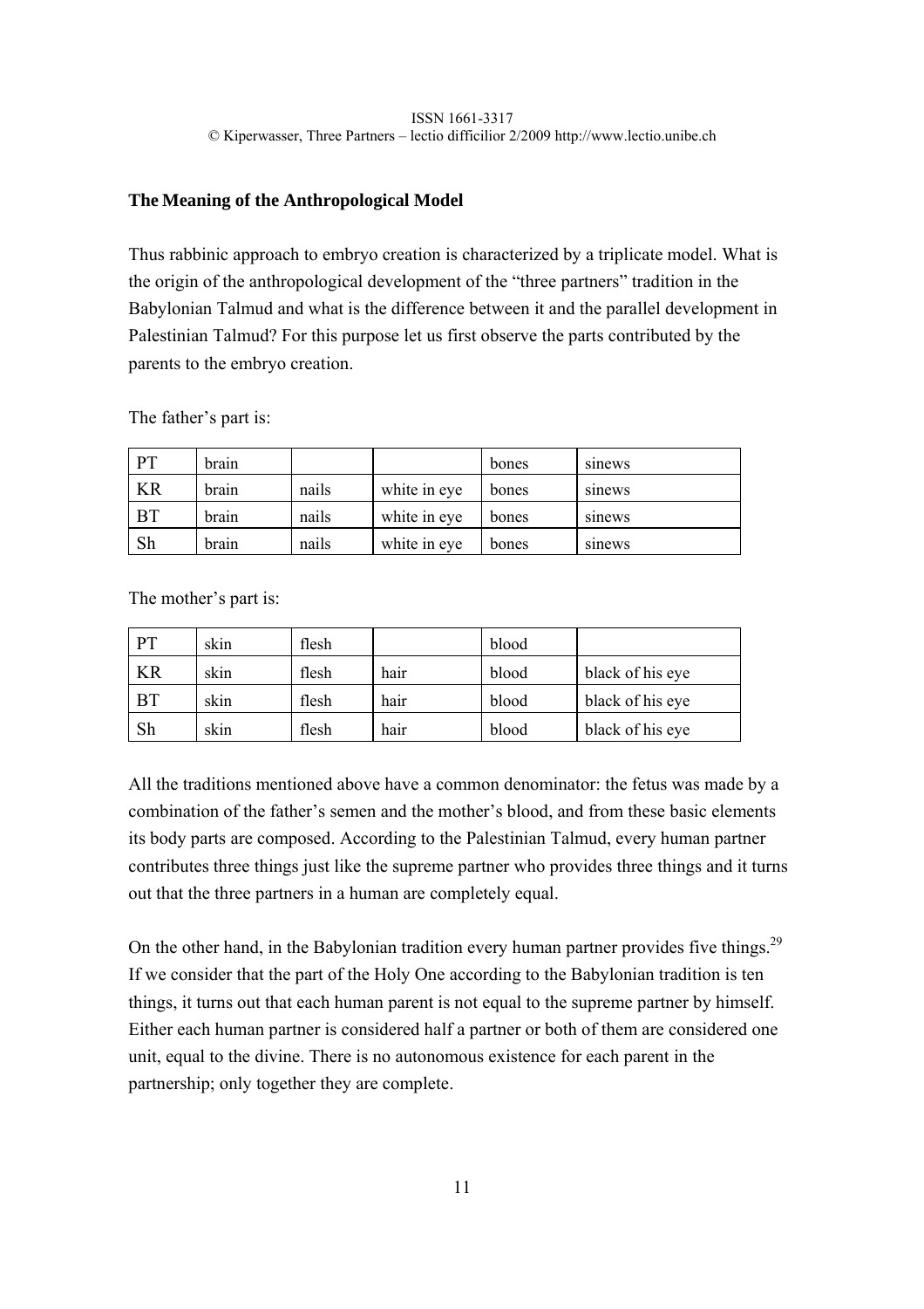**The Meaning of the Anthropological Model**

Thus rabbinic approach to embryo creation is characterized by a triplicate model. What is the origin of the anthropological development of the "three partners" tradition in the Babylonian Talmud and what is the difference between it and the parallel development in Palestinian Talmud? For this purpose let us first observe the parts contributed by the parents to the embryo creation.

The father's part is:

| PT | brain | | | bones | sinews |
|---|---|---|---|---|---|
| KR | brain | nails | white in eye | bones | sinews |
| BT | brain | nails | white in eye | bones | sinews |
| Sh | brain | nails | white in eye | bones | sinews |

The mother's part is:

| PT | skin | flesh | | blood | |
|---|---|---|---|---|---|
| KR | skin | flesh | hair | blood | black of his eye |
| BT | skin | flesh | hair | blood | black of his eye |
| Sh | skin | flesh | hair | blood | black of his eye |

All the traditions mentioned above have a common denominator: the fetus was made by a combination of the father's semen and the mother's blood, and from these basic elements its body parts are composed. According to the Palestinian Talmud, every human partner contributes three things just like the supreme partner who provides three things and it turns out that the three partners in a human are completely equal.

On the other hand, in the Babylonian tradition every human partner provides five things.[29] If we consider that the part of the Holy One according to the Babylonian tradition is ten things, it turns out that each human parent is not equal to the supreme partner by himself. Either each human partner is considered half a partner or both of them are considered one unit, equal to the divine. There is no autonomous existence for each parent in the partnership; only together they are complete.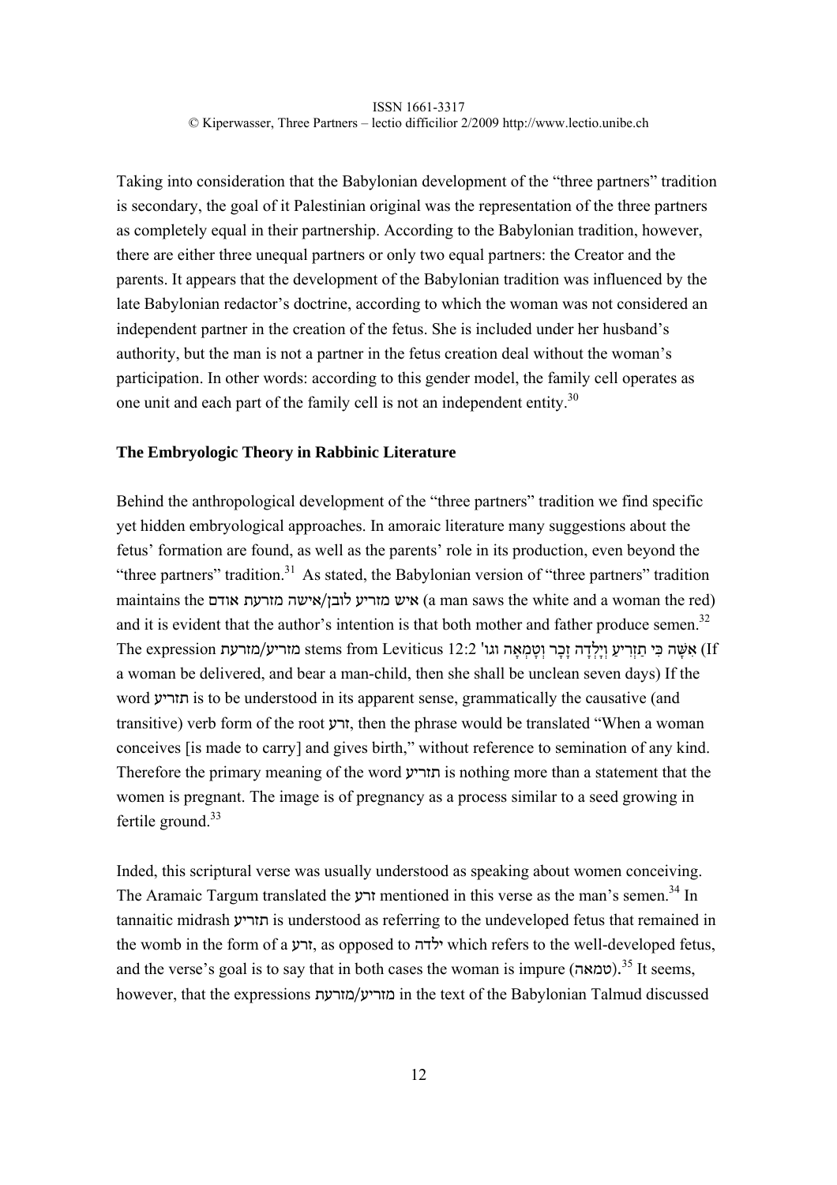Taking into consideration that the Babylonian development of the "three partners" tradition is secondary, the goal of it Palestinian original was the representation of the three partners as completely equal in their partnership. According to the Babylonian tradition, however, there are either three unequal partners or only two equal partners: the Creator and the parents. It appears that the development of the Babylonian tradition was influenced by the late Babylonian redactor's doctrine, according to which the woman was not considered an independent partner in the creation of the fetus. She is included under her husband's authority, but the man is not a partner in the fetus creation deal without the woman's participation. In other words: according to this gender model, the family cell operates as one unit and each part of the family cell is not an independent entity.[30]

## The Embryologic Theory in Rabbinic Literature

Behind the anthropological development of the "three partners" tradition we find specific yet hidden embryological approaches. In amoraic literature many suggestions about the fetus' formation are found, as well as the parents' role in its production, even beyond the "three partners" tradition.[31] As stated, the Babylonian version of "three partners" tradition maintains the איש מזריע לובן/אישה מזרעת אודם (a man saws the white and a woman the red) and it is evident that the author's intention is that both mother and father produce semen.[32] The expression מזריע/מזרעת stems from Leviticus 12:2 'אִשָּׁה כִּי תַזְרִיעַ וְיָלְדָה זָכָר וְטָמְאָה וגו (If a woman be delivered, and bear a man-child, then she shall be unclean seven days) If the word תזריע is to be understood in its apparent sense, grammatically the causative (and transitive) verb form of the root זרע, then the phrase would be translated "When a woman conceives [is made to carry] and gives birth," without reference to semination of any kind. Therefore the primary meaning of the word תזריע is nothing more than a statement that the women is pregnant. The image is of pregnancy as a process similar to a seed growing in fertile ground.[33]

Inded, this scriptural verse was usually understood as speaking about women conceiving. The Aramaic Targum translated the זרע mentioned in this verse as the man's semen.[34] In tannaitic midrash תזריע is understood as referring to the undeveloped fetus that remained in the womb in the form of a זרע, as opposed to ילדה which refers to the well-developed fetus, and the verse's goal is to say that in both cases the woman is impure (טמאה).[35] It seems, however, that the expressions מזריע/מזרעת in the text of the Babylonian Talmud discussed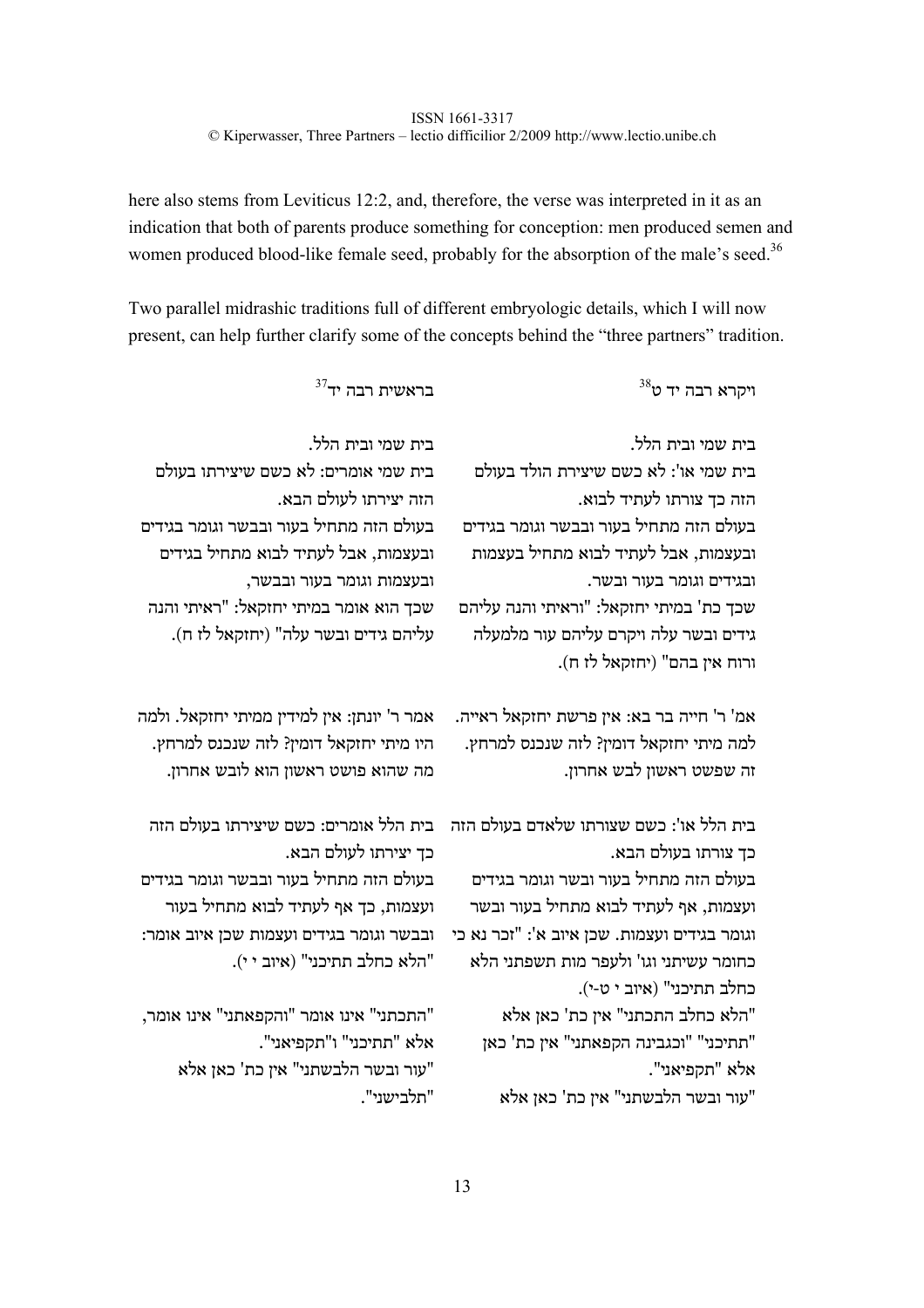here also stems from Leviticus 12:2, and, therefore, the verse was interpreted in it as an indication that both of parents produce something for conception: men produced semen and women produced blood-like female seed, probably for the absorption of the male's seed.[36]

Two parallel midrashic traditions full of different embryologic details, which I will now present, can help further clarify some of the concepts behind the "three partners" tradition.

| ויקרא רבה יד ט[38] | בראשית רבה יד[37] |
|---|---|
| בית שמי ובית הלל.<br>בית שמי או': לא כשם שיצירת הולד בעולם הזה כך צורתו לעתיד לבוא.<br>בעולם הזה מתחיל בעור ובבשר וגומר בגידים ובעצמות, אבל לעתיד לבוא מתחיל בעצמות ובגידים וגומר בעור ובשר.<br>שכך כת' במיתי יחזקאל: "וראיתי והנה עליהם גידים ובשר עלה ויקרם עליהם עור מלמעלה ורוח אין בהם" (יחזקאל לז ח). | בית שמי ובית הלל.<br>בית שמי אומרים: לא כשם שיצירתו בעולם הזה יצירתו לעולם הבא.<br>בעולם הזה מתחיל בעור ובבשר וגומר בגידים ובעצמות, אבל לעתיד לבוא מתחיל בגידים ובעצמות וגומר בעור ובבשר,<br>שכך הוא אומר במיתי יחזקאל: "ראיתי והנה עליהם גידים ובשר עלה" (יחזקאל לז ח). |
| אמ' ר' חייה בר בא: אין פרשת יחזקאל ראייה. למה מיתי יחזקאל דומין? לזה שנכנס למרחץ. זה שפשט ראשון לבש אחרון. | אמר ר' יונתן: אין למידין ממיתי יחזקאל. ולמה היו מיתי יחזקאל דומין? לזה שנכנס למרחץ. מה שהוא פושט ראשון הוא לובש אחרון. |
| בית הלל או': כשם שצורתו שלאדם בעולם הזה כך צורתו בעולם הבא.<br>בעולם הזה מתחיל בעור ובשר וגומר בגידים ועצמות, אף לעתיד לבוא מתחיל בעור ובשר וגומר בגידים ועצמות. שכן איוב א': "זכר נא כי כחומר עשיתני וגו' ולעפר מות תשפתני הלא כחלב תתיכני" (איוב י ט-י).<br>"הלא כחלב התכתני" אין כת' כאן אלא "תתיכני" "וכגבינה הקפאתני" אין כת' כאן אלא "תקפיאני".<br>"עור ובשר הלבשתני" אין כת' כאן אלא | בית הלל אומרים: כשם שיצירתו בעולם הזה כך יצירתו לעולם הבא.<br>בעולם הזה מתחיל בעור ובבשר וגומר בגידים ועצמות, כך אף לעתיד לבוא מתחיל בעור ובבשר וגומר בגידים ועצמות שכן איוב אומר: "הלא כחלב תתיכני" (איוב י י).<br>"התכתני" אינו אומר "והקפאתני" אינו אומר, אלא "תתיכני" ו"תקפיאני".<br>"עור ובשר הלבשתני" אין כת' כאן אלא "תלבישני". |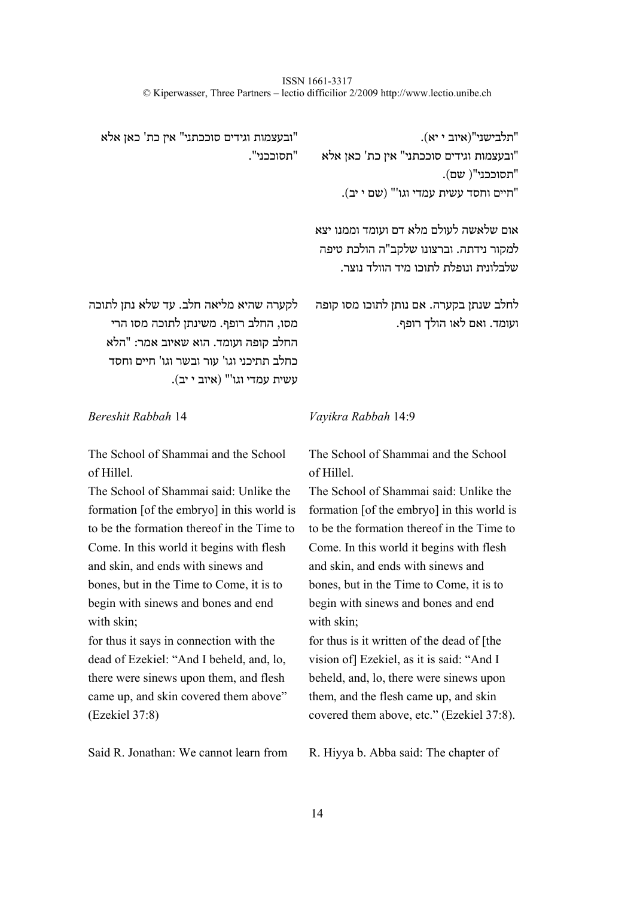| Bereshit Rabbah 14 | Vayikra Rabbah 14:9 |
|---|---|
| "ובעצמות וגידים סוככתני" אין כת' כאן אלא "תסוככני". | "תלבישני"(איוב י יא). "ובעצמות וגידים סוככתני" אין כת' כאן אלא "תסוככני"( שם). "חיים וחסד עשית עמדי וגו'" (שם י יב). |
| | אום שלאשה לעולם מלא דם ועומד וממנו יצא למקור נידתה. וברצונו שלקב"ה הולכת טיפה שלבלונית ונופלת לתוכו מיד הוולד נוצר. |
| לקערה שהיא מליאה חלב. עד שלא נתן לתוכה מסו, החלב רופף. משינתן לתוכה מסו הרי החלב קופה ועומד. הוא שאיוב אמר: "הלא כחלב תתיכני וגו' עור ובשר וגו' חיים וחסד עשית עמדי וגו'" (איוב י יב). | לחלב שנתן בקערה. אם נותן לתוכו מסו קופה ועומד. ואם לאו הולך רופף. |
| *Bereshit Rabbah* 14 | *Vayikra Rabbah* 14:9 |
| The School of Shammai and the School of Hillel. | The School of Shammai and the School of Hillel. |
| The School of Shammai said: Unlike the formation [of the embryo] in this world is to be the formation thereof in the Time to Come. In this world it begins with flesh and skin, and ends with sinews and bones, but in the Time to Come, it is to begin with sinews and bones and end with skin; | The School of Shammai said: Unlike the formation [of the embryo] in this world is to be the formation thereof in the Time to Come. In this world it begins with flesh and skin, and ends with sinews and bones, but in the Time to Come, it is to begin with sinews and bones and end with skin; |
| for thus it says in connection with the dead of Ezekiel: "And I beheld, and, lo, there were sinews upon them, and flesh came up, and skin covered them above" (Ezekiel 37:8) | for thus is it written of the dead of [the vision of] Ezekiel, as it is said: "And I beheld, and, lo, there were sinews upon them, and the flesh came up, and skin covered them above, etc." (Ezekiel 37:8). |
| Said R. Jonathan: We cannot learn from | R. Hiyya b. Abba said: The chapter of |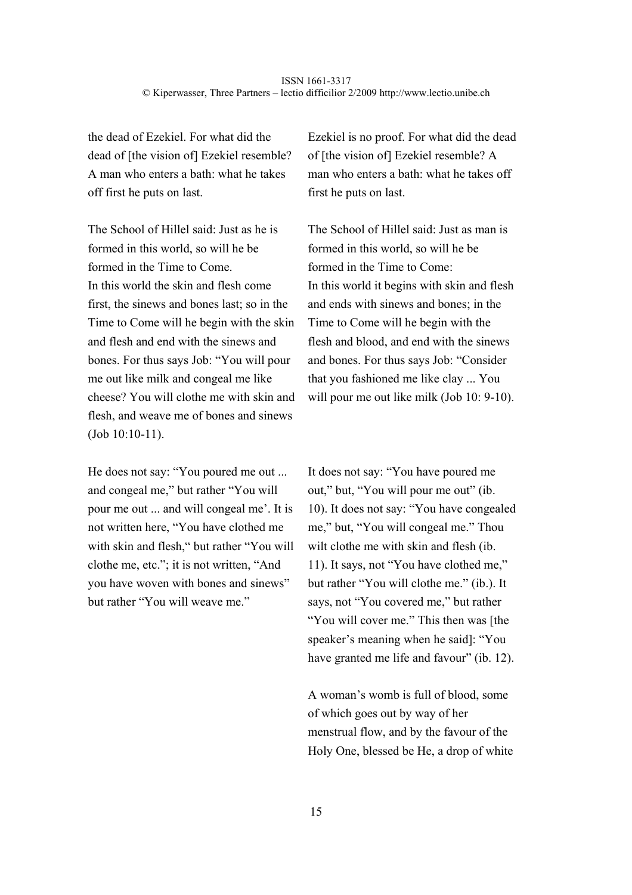| | |
|---|---|
| the dead of Ezekiel. For what did the dead of [the vision of] Ezekiel resemble? A man who enters a bath: what he takes off first he puts on last. | Ezekiel is no proof. For what did the dead of [the vision of] Ezekiel resemble? A man who enters a bath: what he takes off first he puts on last. |
| The School of Hillel said: Just as he is formed in this world, so will he be formed in the Time to Come. In this world the skin and flesh come first, the sinews and bones last; so in the Time to Come will he begin with the skin and flesh and end with the sinews and bones. For thus says Job: "You will pour me out like milk and congeal me like cheese? You will clothe me with skin and flesh, and weave me of bones and sinews (Job 10:10-11). | The School of Hillel said: Just as man is formed in this world, so will he be formed in the Time to Come: In this world it begins with skin and flesh and ends with sinews and bones; in the Time to Come will he begin with the flesh and blood, and end with the sinews and bones. For thus says Job: "Consider that you fashioned me like clay ... You will pour me out like milk (Job 10: 9-10). |
| He does not say: "You poured me out ... and congeal me," but rather "You will pour me out ... and will congeal me'. It is not written here, "You have clothed me with skin and flesh," but rather "You will clothe me, etc."; it is not written, "And you have woven with bones and sinews" but rather "You will weave me." | It does not say: "You have poured me out," but, "You will pour me out" (ib. 10). It does not say: "You have congealed me," but, "You will congeal me." Thou wilt clothe me with skin and flesh (ib. 11). It says, not "You have clothed me," but rather "You will clothe me." (ib.). It says, not "You covered me," but rather "You will cover me." This then was [the speaker's meaning when he said]: "You have granted me life and favour" (ib. 12). |
| | A woman's womb is full of blood, some of which goes out by way of her menstrual flow, and by the favour of the Holy One, blessed be He, a drop of white |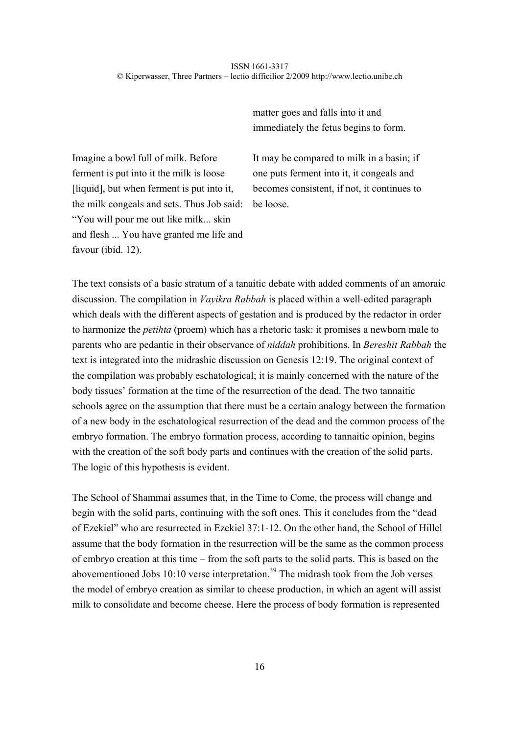| | |
|---|---|
| | matter goes and falls into it and immediately the fetus begins to form. |
| Imagine a bowl full of milk. Before ferment is put into it the milk is loose [liquid], but when ferment is put into it, the milk congeals and sets. Thus Job said: "You will pour me out like milk... skin and flesh ... You have granted me life and favour (ibid. 12). | It may be compared to milk in a basin; if one puts ferment into it, it congeals and becomes consistent, if not, it continues to be loose. |

The text consists of a basic stratum of a tanaitic debate with added comments of an amoraic discussion. The compilation in *Vayikra Rabbah* is placed within a well-edited paragraph which deals with the different aspects of gestation and is produced by the redactor in order to harmonize the *petihta* (proem) which has a rhetoric task: it promises a newborn male to parents who are pedantic in their observance of *niddah* prohibitions. In *Bereshit Rabbah* the text is integrated into the midrashic discussion on Genesis 12:19. The original context of the compilation was probably eschatological; it is mainly concerned with the nature of the body tissues' formation at the time of the resurrection of the dead. The two tannaitic schools agree on the assumption that there must be a certain analogy between the formation of a new body in the eschatological resurrection of the dead and the common process of the embryo formation. The embryo formation process, according to tannaitic opinion, begins with the creation of the soft body parts and continues with the creation of the solid parts. The logic of this hypothesis is evident.

The School of Shammai assumes that, in the Time to Come, the process will change and begin with the solid parts, continuing with the soft ones. This it concludes from the "dead of Ezekiel" who are resurrected in Ezekiel 37:1-12. On the other hand, the School of Hillel assume that the body formation in the resurrection will be the same as the common process of embryo creation at this time – from the soft parts to the solid parts. This is based on the abovementioned Jobs 10:10 verse interpretation.[39] The midrash took from the Job verses the model of embryo creation as similar to cheese production, in which an agent will assist milk to consolidate and become cheese. Here the process of body formation is represented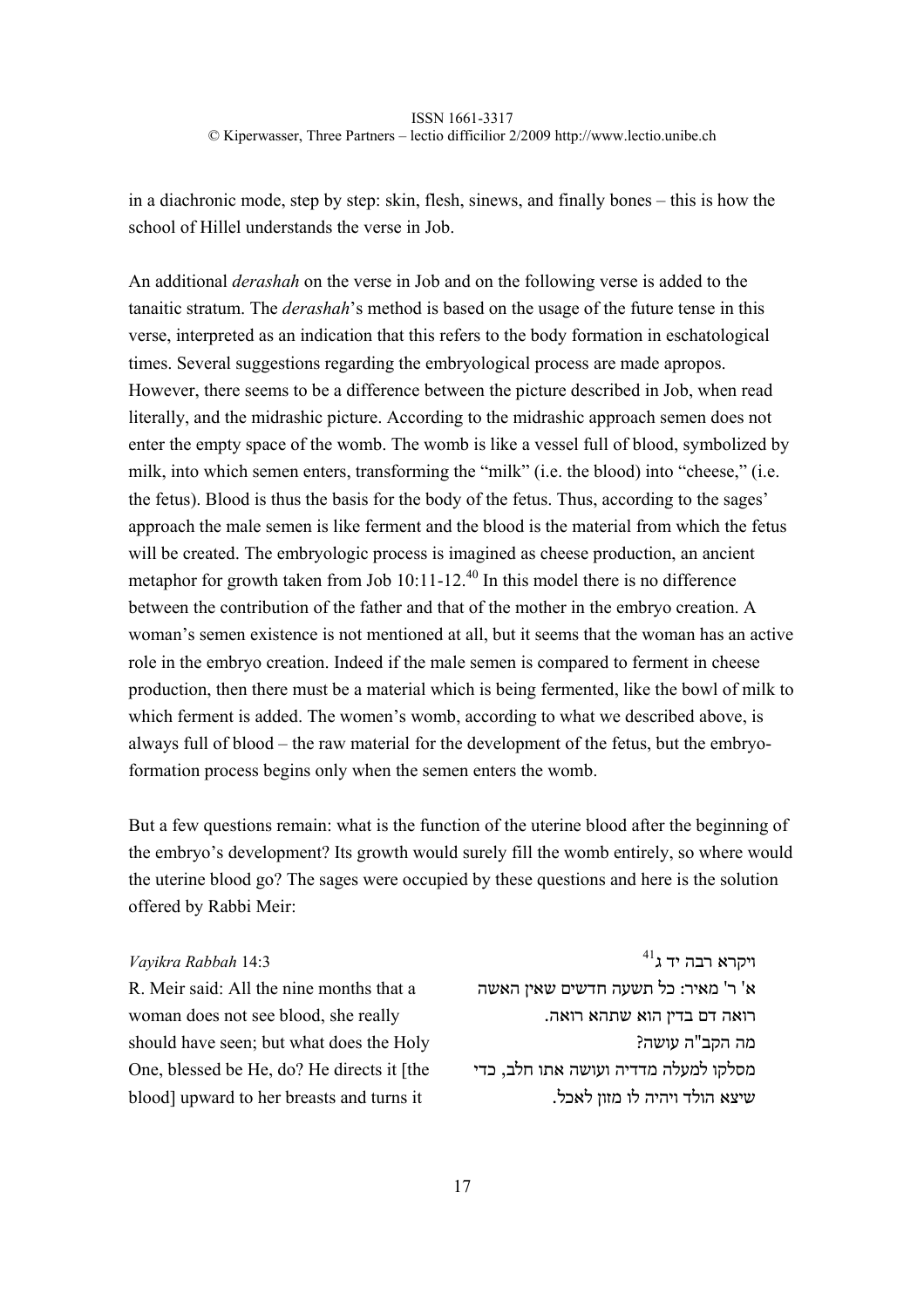in a diachronic mode, step by step: skin, flesh, sinews, and finally bones – this is how the school of Hillel understands the verse in Job.

An additional *derashah* on the verse in Job and on the following verse is added to the tanaitic stratum. The *derashah*'s method is based on the usage of the future tense in this verse, interpreted as an indication that this refers to the body formation in eschatological times. Several suggestions regarding the embryological process are made apropos. However, there seems to be a difference between the picture described in Job, when read literally, and the midrashic picture. According to the midrashic approach semen does not enter the empty space of the womb. The womb is like a vessel full of blood, symbolized by milk, into which semen enters, transforming the "milk" (i.e. the blood) into "cheese," (i.e. the fetus). Blood is thus the basis for the body of the fetus. Thus, according to the sages' approach the male semen is like ferment and the blood is the material from which the fetus will be created. The embryologic process is imagined as cheese production, an ancient metaphor for growth taken from Job 10:11-12.[40] In this model there is no difference between the contribution of the father and that of the mother in the embryo creation. A woman's semen existence is not mentioned at all, but it seems that the woman has an active role in the embryo creation. Indeed if the male semen is compared to ferment in cheese production, then there must be a material which is being fermented, like the bowl of milk to which ferment is added. The women's womb, according to what we described above, is always full of blood – the raw material for the development of the fetus, but the embryo-formation process begins only when the semen enters the womb.

But a few questions remain: what is the function of the uterine blood after the beginning of the embryo's development? Its growth would surely fill the womb entirely, so where would the uterine blood go? The sages were occupied by these questions and here is the solution offered by Rabbi Meir:

| *Vayikra Rabbah* 14:3 | ויקרא רבה יד ג[41] |
|---|---|
| R. Meir said: All the nine months that a woman does not see blood, she really should have seen; but what does the Holy One, blessed be He, do? He directs it [the blood] upward to her breasts and turns it | א' ר' מאיר: כל תשעה חדשים שאין האשה רואה דם בדין הוא שתהא רואה. מה הקב"ה עושה? מסלקו למעלה מדדיה ועושה אתו חלב, כדי שיצא הולד ויהיה לו מזון לאכל. |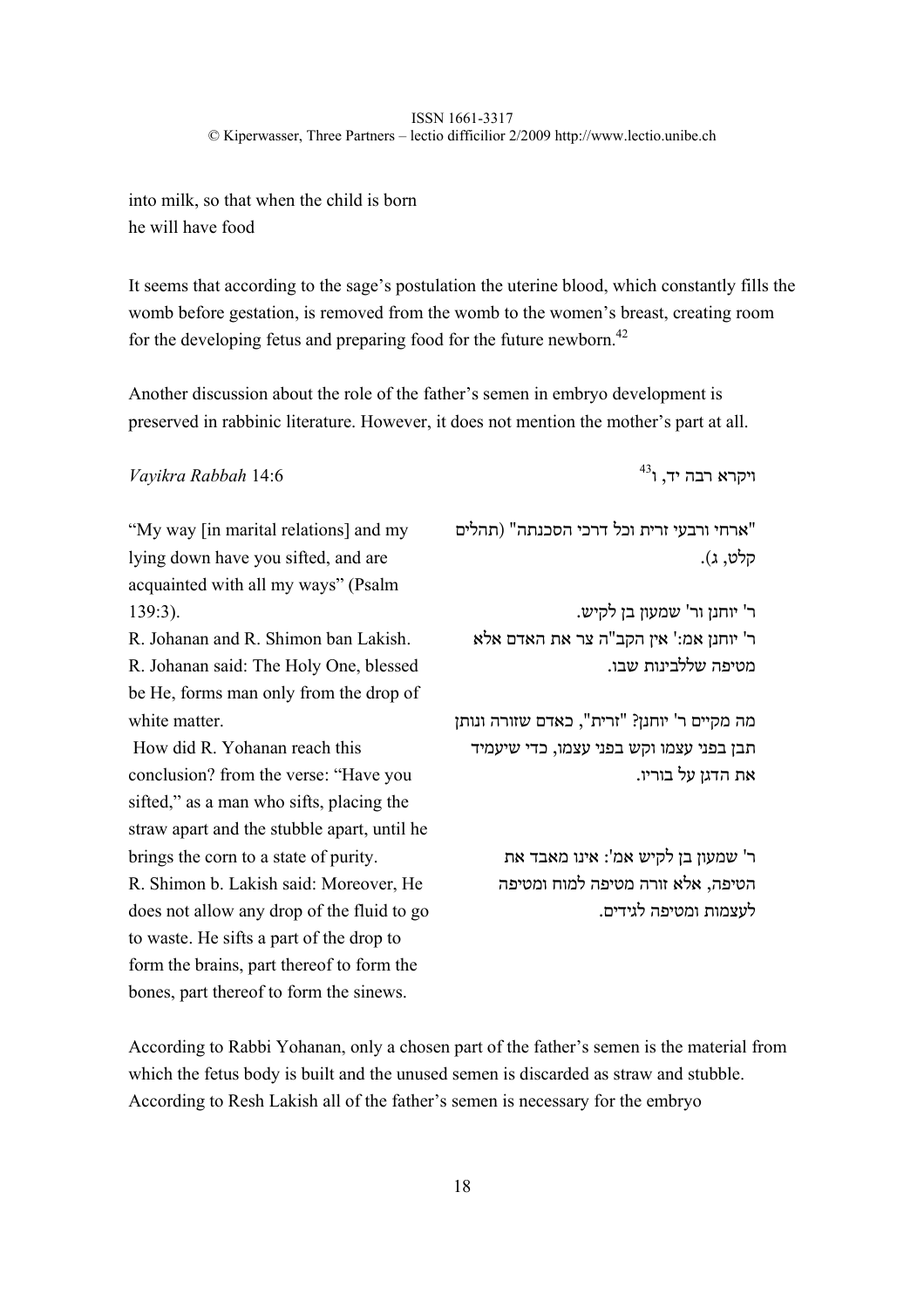into milk, so that when the child is born
he will have food

It seems that according to the sage's postulation the uterine blood, which constantly fills the womb before gestation, is removed from the womb to the women's breast, creating room for the developing fetus and preparing food for the future newborn.[42]

Another discussion about the role of the father's semen in embryo development is preserved in rabbinic literature. However, it does not mention the mother's part at all.

| *Vayikra Rabbah* 14:6 | ויקרא רבה יד, ו[43] |
|---|---|
| "My way [in marital relations] and my lying down have you sifted, and are acquainted with all my ways" (Psalm 139:3). | "ארחי ורבעי זרית וכל דרכי הסכנתה" (תהלים קלט, ג). |
| R. Johanan and R. Shimon ban Lakish. R. Johanan said: The Holy One, blessed be He, forms man only from the drop of white matter. | ר' יוחנן ור' שמעון בן לקיש. ר' יוחנן אמ:' אין הקב"ה צר את האדם אלא מטיפה שללבינות שבו. |
| How did R. Yohanan reach this conclusion? from the verse: "Have you sifted," as a man who sifts, placing the straw apart and the stubble apart, until he brings the corn to a state of purity. | מה מקיים ר' יוחנן? "זרית", כאדם שזורה ונותן תבן בפני עצמו וקש בפני עצמו, כדי שיעמיד את הדגן על בוריו. |
| R. Shimon b. Lakish said: Moreover, He does not allow any drop of the fluid to go to waste. He sifts a part of the drop to form the brains, part thereof to form the bones, part thereof to form the sinews. | ר' שמעון בן לקיש אמ': אינו מאבד את הטיפה, אלא זורה מטיפה למוח ומטיפה לעצמות ומטיפה לגידים. |

According to Rabbi Yohanan, only a chosen part of the father's semen is the material from which the fetus body is built and the unused semen is discarded as straw and stubble. According to Resh Lakish all of the father's semen is necessary for the embryo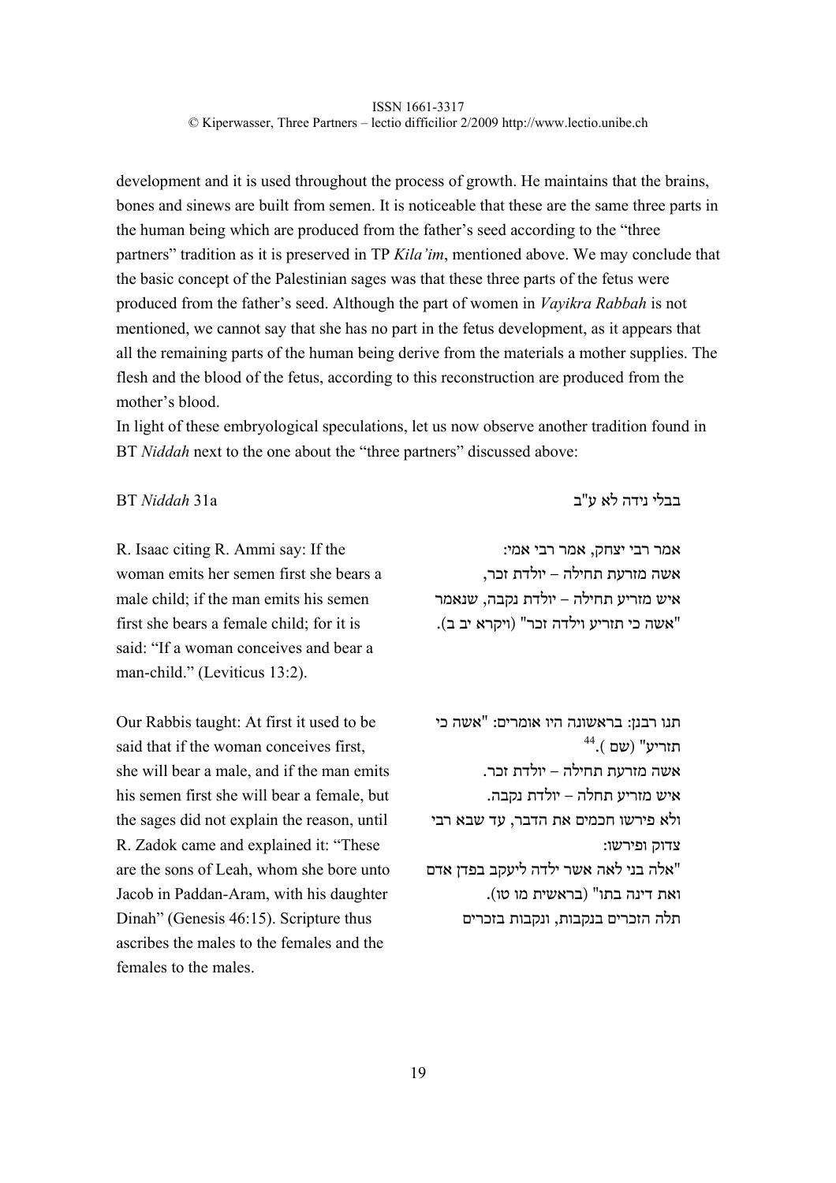development and it is used throughout the process of growth. He maintains that the brains, bones and sinews are built from semen. It is noticeable that these are the same three parts in the human being which are produced from the father's seed according to the "three partners" tradition as it is preserved in TP *Kila'im*, mentioned above. We may conclude that the basic concept of the Palestinian sages was that these three parts of the fetus were produced from the father's seed. Although the part of women in *Vayikra Rabbah* is not mentioned, we cannot say that she has no part in the fetus development, as it appears that all the remaining parts of the human being derive from the materials a mother supplies. The flesh and the blood of the fetus, according to this reconstruction are produced from the mother's blood.

In light of these embryological speculations, let us now observe another tradition found in BT *Niddah* next to the one about the "three partners" discussed above:

| BT *Niddah* 31a | בבלי נידה לא ע"ב |
|---|---|
| R. Isaac citing R. Ammi say: If the woman emits her semen first she bears a male child; if the man emits his semen first she bears a female child; for it is said: "If a woman conceives and bear a man-child." (Leviticus 13:2). | אמר רבי יצחק, אמר רבי אמי: אשה מזרעת תחילה – יולדת זכר, איש מזריע תחילה – יולדת נקבה, שנאמר "אשה כי תזריע וילדה זכר" (ויקרא יב ב). |
| Our Rabbis taught: At first it used to be said that if the woman conceives first, she will bear a male, and if the man emits his semen first she will bear a female, but the sages did not explain the reason, until R. Zadok came and explained it: "These are the sons of Leah, whom she bore unto Jacob in Paddan-Aram, with his daughter Dinah" (Genesis 46:15). Scripture thus ascribes the males to the females and the females to the males. | תנו רבנן: בראשונה היו אומרים: "אשה כי תזריע" (שם ).[44] אשה מזרעת תחילה – יולדת זכר. איש מזריע תחלה – יולדת נקבה. ולא פירשו חכמים את הדבר, עד שבא רבי צדוק ופירשו: "אלה בני לאה אשר ילדה ליעקב בפדן אדם ואת דינה בתו" (בראשית מו טו). תלה הזכרים בנקבות, ונקבות בזכרים |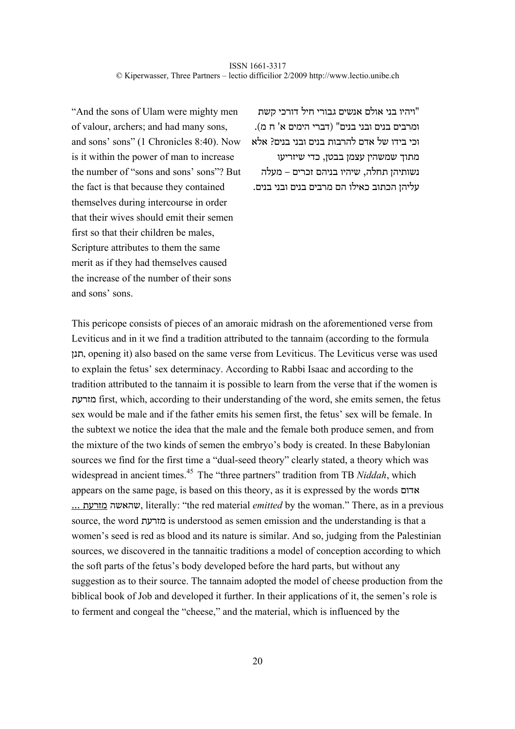"And the sons of Ulam were mighty men of valour, archers; and had many sons, and sons' sons" (1 Chronicles 8:40). Now is it within the power of man to increase the number of "sons and sons' sons"? But the fact is that because they contained themselves during intercourse in order that their wives should emit their semen first so that their children be males, Scripture attributes to them the same merit as if they had themselves caused the increase of the number of their sons and sons' sons.

"ויהיו בני אולם אנשים גבורי חיל דורכי קשת ומרבים בנים ובני בנים" (דברי הימים א' ח מ). וכי בידו של אדם להרבות בנים ובני בנים? אלא מתוך שמשהין עצמן בבטן, כדי שיזריעו נשותיהן תחלה, שיהיו בניהם זכרים – מעלה עליהן הכתוב כאילו הם מרבים בנים ובני בנים.

This pericope consists of pieces of an amoraic midrash on the aforementioned verse from Leviticus and in it we find a tradition attributed to the tannaim (according to the formula תנן, opening it) also based on the same verse from Leviticus. The Leviticus verse was used to explain the fetus' sex determinacy. According to Rabbi Isaac and according to the tradition attributed to the tannaim it is possible to learn from the verse that if the women is מזרעת first, which, according to their understanding of the word, she emits semen, the fetus sex would be male and if the father emits his semen first, the fetus' sex will be female. In the subtext we notice the idea that the male and the female both produce semen, and from the mixture of the two kinds of semen the embryo's body is created. In these Babylonian sources we find for the first time a "dual-seed theory" clearly stated, a theory which was widespread in ancient times.[45] The "three partners" tradition from TB *Niddah*, which appears on the same page, is based on this theory, as it is expressed by the words אדום שהאשה מזרעת ..., literally: "the red material *emitted* by the woman." There, as in a previous source, the word מזרעת is understood as semen emission and the understanding is that a women's seed is red as blood and its nature is similar. And so, judging from the Palestinian sources, we discovered in the tannaitic traditions a model of conception according to which the soft parts of the fetus's body developed before the hard parts, but without any suggestion as to their source. The tannaim adopted the model of cheese production from the biblical book of Job and developed it further. In their applications of it, the semen's role is to ferment and congeal the "cheese," and the material, which is influenced by the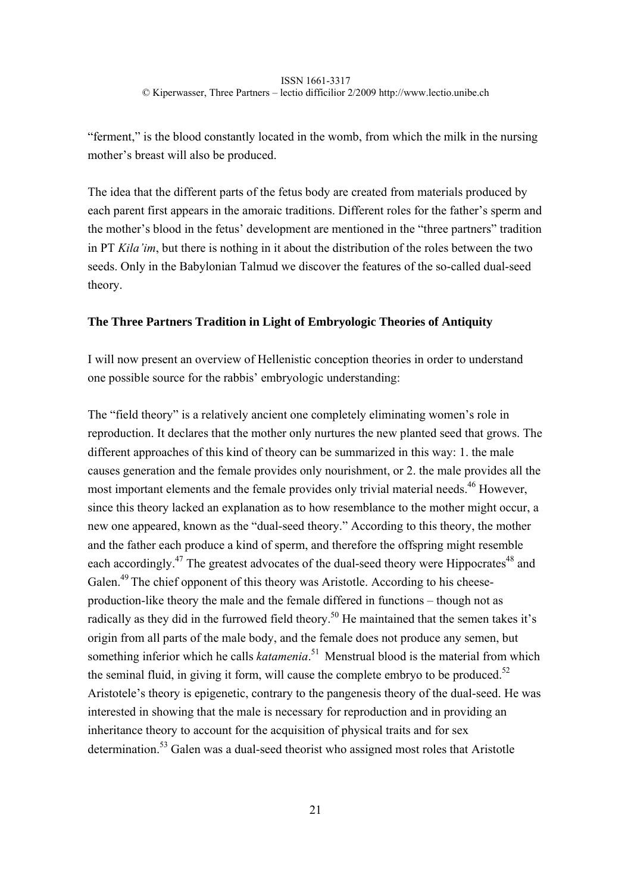"ferment," is the blood constantly located in the womb, from which the milk in the nursing mother's breast will also be produced.

The idea that the different parts of the fetus body are created from materials produced by each parent first appears in the amoraic traditions. Different roles for the father's sperm and the mother's blood in the fetus' development are mentioned in the "three partners" tradition in PT *Kila'im*, but there is nothing in it about the distribution of the roles between the two seeds. Only in the Babylonian Talmud we discover the features of the so-called dual-seed theory.

**The Three Partners Tradition in Light of Embryologic Theories of Antiquity**

I will now present an overview of Hellenistic conception theories in order to understand one possible source for the rabbis' embryologic understanding:

The "field theory" is a relatively ancient one completely eliminating women's role in reproduction. It declares that the mother only nurtures the new planted seed that grows. The different approaches of this kind of theory can be summarized in this way: 1. the male causes generation and the female provides only nourishment, or 2. the male provides all the most important elements and the female provides only trivial material needs.[46] However, since this theory lacked an explanation as to how resemblance to the mother might occur, a new one appeared, known as the "dual-seed theory." According to this theory, the mother and the father each produce a kind of sperm, and therefore the offspring might resemble each accordingly.[47] The greatest advocates of the dual-seed theory were Hippocrates[48] and Galen.[49] The chief opponent of this theory was Aristotle. According to his cheese-production-like theory the male and the female differed in functions – though not as radically as they did in the furrowed field theory.[50] He maintained that the semen takes it's origin from all parts of the male body, and the female does not produce any semen, but something inferior which he calls *katamenia*.[51] Menstrual blood is the material from which the seminal fluid, in giving it form, will cause the complete embryo to be produced.[52] Aristotele's theory is epigenetic, contrary to the pangenesis theory of the dual-seed. He was interested in showing that the male is necessary for reproduction and in providing an inheritance theory to account for the acquisition of physical traits and for sex determination.[53] Galen was a dual-seed theorist who assigned most roles that Aristotle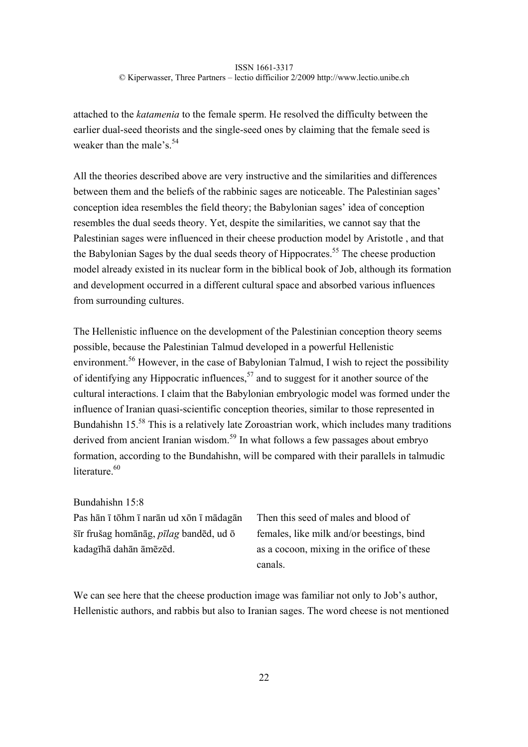attached to the *katamenia* to the female sperm. He resolved the difficulty between the earlier dual-seed theorists and the single-seed ones by claiming that the female seed is weaker than the male's.[54]

All the theories described above are very instructive and the similarities and differences between them and the beliefs of the rabbinic sages are noticeable. The Palestinian sages' conception idea resembles the field theory; the Babylonian sages' idea of conception resembles the dual seeds theory. Yet, despite the similarities, we cannot say that the Palestinian sages were influenced in their cheese production model by Aristotle , and that the Babylonian Sages by the dual seeds theory of Hippocrates.[55] The cheese production model already existed in its nuclear form in the biblical book of Job, although its formation and development occurred in a different cultural space and absorbed various influences from surrounding cultures.

The Hellenistic influence on the development of the Palestinian conception theory seems possible, because the Palestinian Talmud developed in a powerful Hellenistic environment.[56] However, in the case of Babylonian Talmud, I wish to reject the possibility of identifying any Hippocratic influences,[57] and to suggest for it another source of the cultural interactions. I claim that the Babylonian embryologic model was formed under the influence of Iranian quasi-scientific conception theories, similar to those represented in Bundahishn 15.[58] This is a relatively late Zoroastrian work, which includes many traditions derived from ancient Iranian wisdom.[59] In what follows a few passages about embryo formation, according to the Bundahishn, will be compared with their parallels in talmudic literature.[60]

Bundahishn 15:8

| | |
|---|---|
| Pas hān ī tōhm ī narān ud xōn ī mādagān šīr frušag homānāg, *pīlag* bandēd, ud ō kadagīhā dahān āmēzēd. | Then this seed of males and blood of females, like milk and/or beestings, bind as a cocoon, mixing in the orifice of these canals. |

We can see here that the cheese production image was familiar not only to Job's author, Hellenistic authors, and rabbis but also to Iranian sages. The word cheese is not mentioned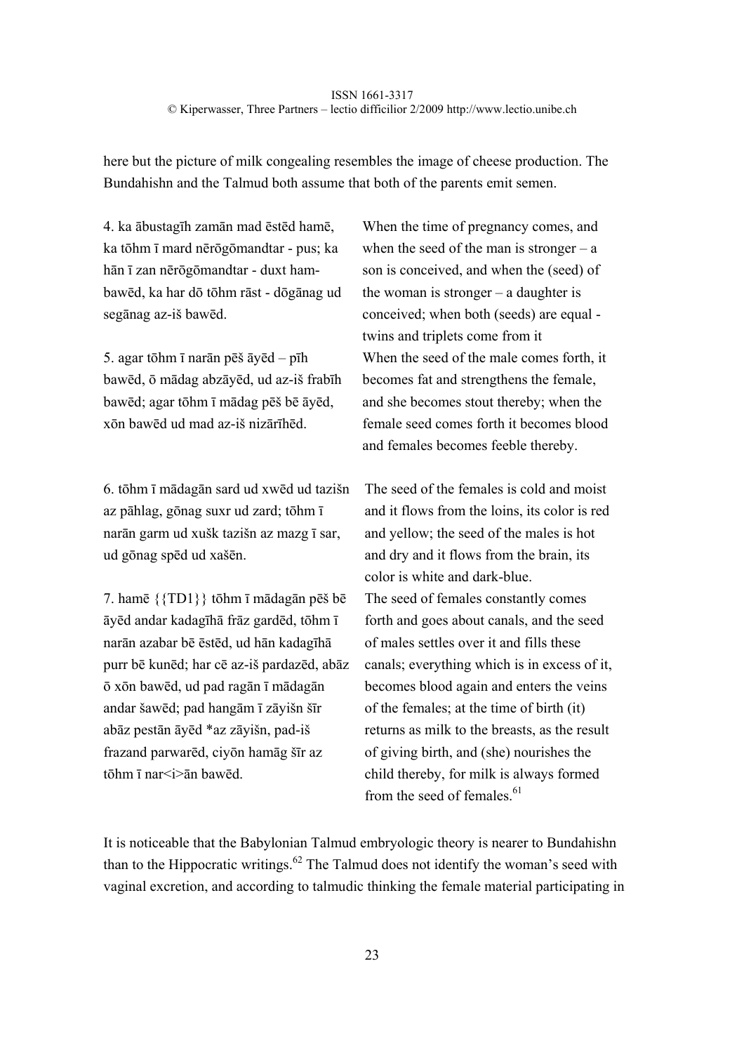here but the picture of milk congealing resembles the image of cheese production. The Bundahishn and the Talmud both assume that both of the parents emit semen.

| | |
|---|---|
| 4. ka ābustagīh zamān mad ēstēd hamē, ka tōhm ī mard nērōgōmandtar - pus; ka hān ī zan nērōgōmandtar - duxt hambawēd, ka har dō tōhm rāst - dōgānag ud segānag az-iš bawēd. | When the time of pregnancy comes, and when the seed of the man is stronger – a son is conceived, and when the (seed) of the woman is stronger – a daughter is conceived; when both (seeds) are equal - twins and triplets come from it |
| 5. agar tōhm ī narān pēš āyēd – pīh bawēd, ō mādag abzāyēd, ud az-iš frabīh bawēd; agar tōhm ī mādag pēš bē āyēd, xōn bawēd ud mad az-iš nizārīhēd. | When the seed of the male comes forth, it becomes fat and strengthens the female, and she becomes stout thereby; when the female seed comes forth it becomes blood and females becomes feeble thereby. |
| 6. tōhm ī mādagān sard ud xwēd ud tazišn az pāhlag, gōnag suxr ud zard; tōhm ī narān garm ud xušk tazišn az mazg ī sar, ud gōnag spēd ud xašēn. | The seed of the females is cold and moist and it flows from the loins, its color is red and yellow; the seed of the males is hot and dry and it flows from the brain, its color is white and dark-blue. |
| 7. hamē {{TD1}} tōhm ī mādagān pēš bē āyēd andar kadagīhā frāz gardēd, tōhm ī narān azabar bē ēstēd, ud hān kadagīhā purr bē kunēd; har cē az-iš pardazēd, abāz ō xōn bawēd, ud pad ragān ī mādagān andar šawēd; pad hangām ī zāyišn šīr abāz pestān āyēd *az zāyišn, pad-iš frazand parwarēd, ciyōn hamāg šīr az tōhm ī nar<i>ān bawēd. | The seed of females constantly comes forth and goes about canals, and the seed of males settles over it and fills these canals; everything which is in excess of it, becomes blood again and enters the veins of the females; at the time of birth (it) returns as milk to the breasts, as the result of giving birth, and (she) nourishes the child thereby, for milk is always formed from the seed of females.[61] |

It is noticeable that the Babylonian Talmud embryologic theory is nearer to Bundahishn than to the Hippocratic writings.[62] The Talmud does not identify the woman's seed with vaginal excretion, and according to talmudic thinking the female material participating in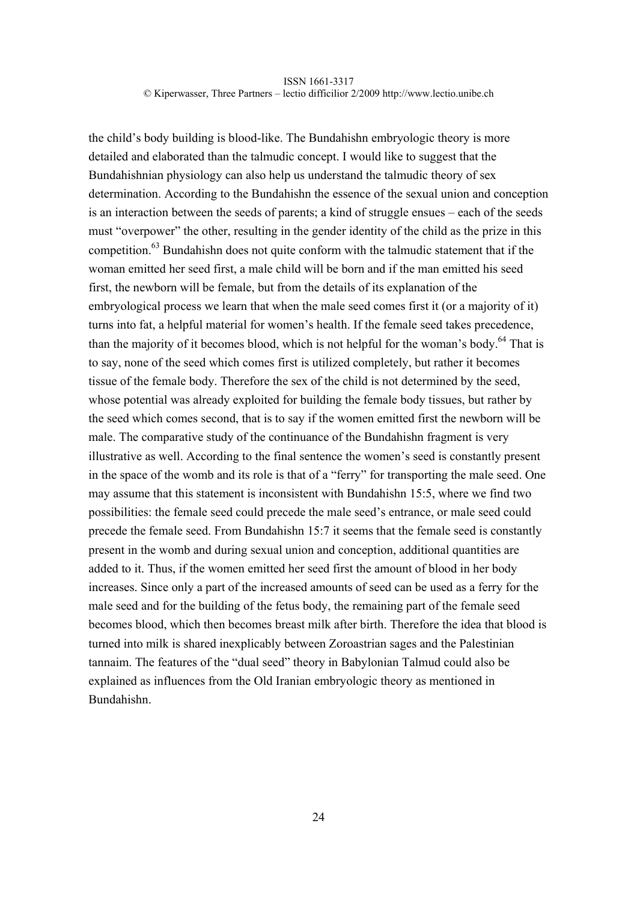the child's body building is blood-like. The Bundahishn embryologic theory is more detailed and elaborated than the talmudic concept. I would like to suggest that the Bundahishnian physiology can also help us understand the talmudic theory of sex determination. According to the Bundahishn the essence of the sexual union and conception is an interaction between the seeds of parents; a kind of struggle ensues – each of the seeds must "overpower" the other, resulting in the gender identity of the child as the prize in this competition.[63] Bundahishn does not quite conform with the talmudic statement that if the woman emitted her seed first, a male child will be born and if the man emitted his seed first, the newborn will be female, but from the details of its explanation of the embryological process we learn that when the male seed comes first it (or a majority of it) turns into fat, a helpful material for women's health. If the female seed takes precedence, than the majority of it becomes blood, which is not helpful for the woman's body.[64] That is to say, none of the seed which comes first is utilized completely, but rather it becomes tissue of the female body. Therefore the sex of the child is not determined by the seed, whose potential was already exploited for building the female body tissues, but rather by the seed which comes second, that is to say if the women emitted first the newborn will be male. The comparative study of the continuance of the Bundahishn fragment is very illustrative as well. According to the final sentence the women's seed is constantly present in the space of the womb and its role is that of a "ferry" for transporting the male seed. One may assume that this statement is inconsistent with Bundahishn 15:5, where we find two possibilities: the female seed could precede the male seed's entrance, or male seed could precede the female seed. From Bundahishn 15:7 it seems that the female seed is constantly present in the womb and during sexual union and conception, additional quantities are added to it. Thus, if the women emitted her seed first the amount of blood in her body increases. Since only a part of the increased amounts of seed can be used as a ferry for the male seed and for the building of the fetus body, the remaining part of the female seed becomes blood, which then becomes breast milk after birth. Therefore the idea that blood is turned into milk is shared inexplicably between Zoroastrian sages and the Palestinian tannaim. The features of the "dual seed" theory in Babylonian Talmud could also be explained as influences from the Old Iranian embryologic theory as mentioned in Bundahishn.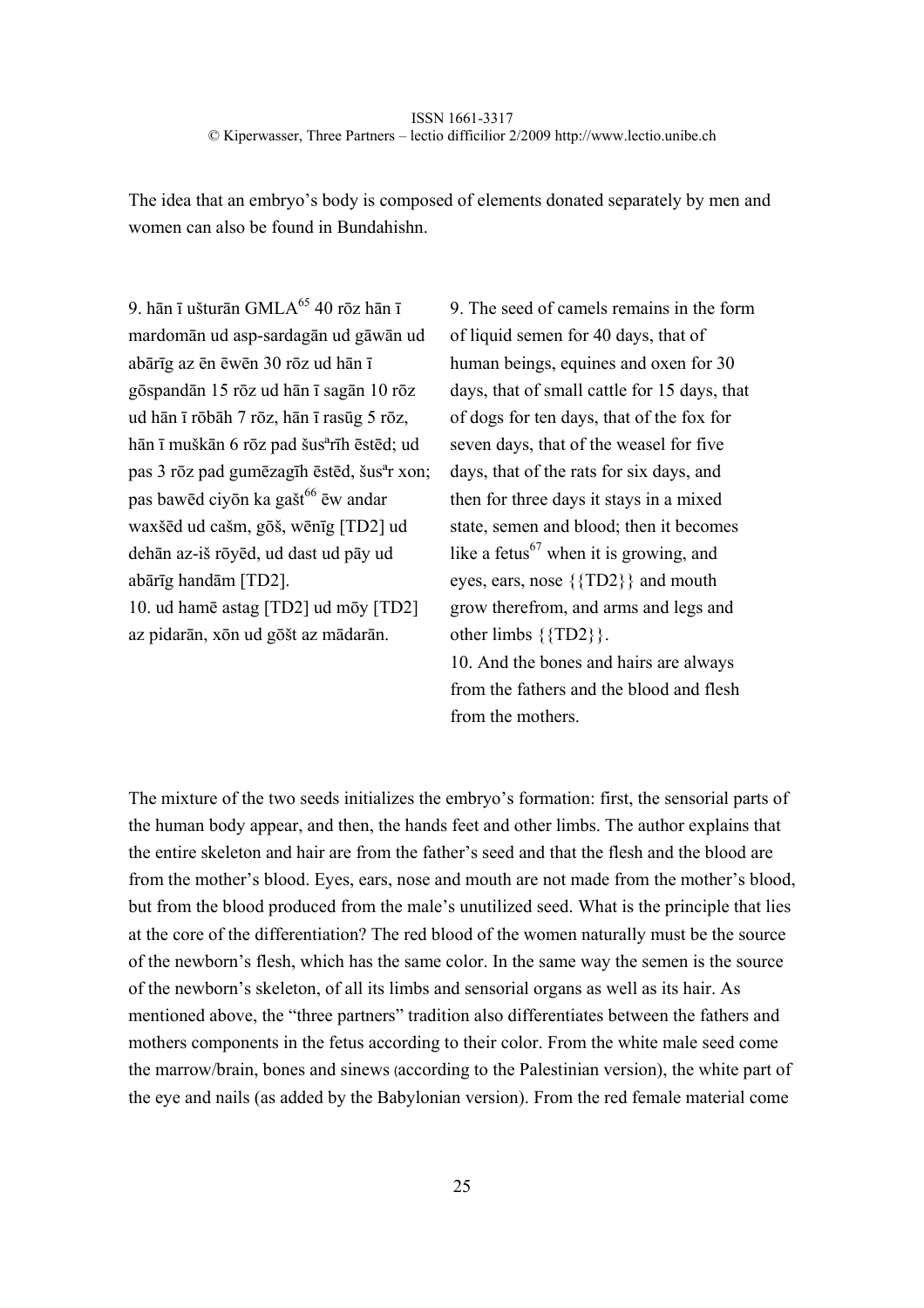The idea that an embryo's body is composed of elements donated separately by men and women can also be found in Bundahishn.

| | |
|---|---|
| 9. hān ī ušturān GMLA[65] 40 rōz hān ī mardomān ud asp-sardagān ud gāwān ud abārīg az ēn ēwēn 30 rōz ud hān ī gōspandān 15 rōz ud hān ī sagān 10 rōz ud hān ī rōbāh 7 rōz, hān ī rasūg 5 rōz, hān ī muškān 6 rōz pad šusᵃrīh ēstēd; ud pas 3 rōz pad gumēzagīh ēstēd, šusᵃr xon; pas bawēd ciyōn ka gašt[66] ēw andar waxšēd ud cašm, gōš, wēnīg [TD2] ud dehān az-iš rōyēd, ud dast ud pāy ud abārīg handām [TD2]. | 9. The seed of camels remains in the form of liquid semen for 40 days, that of human beings, equines and oxen for 30 days, that of small cattle for 15 days, that of dogs for ten days, that of the fox for seven days, that of the weasel for five days, that of the rats for six days, and then for three days it stays in a mixed state, semen and blood; then it becomes like a fetus[67] when it is growing, and eyes, ears, nose {{TD2}} and mouth grow therefrom, and arms and legs and other limbs {{TD2}}. |
| 10. ud hamē astag [TD2] ud mōy [TD2] az pidarān, xōn ud gōšt az mādarān. | 10. And the bones and hairs are always from the fathers and the blood and flesh from the mothers. |

The mixture of the two seeds initializes the embryo's formation: first, the sensorial parts of the human body appear, and then, the hands feet and other limbs. The author explains that the entire skeleton and hair are from the father's seed and that the flesh and the blood are from the mother's blood. Eyes, ears, nose and mouth are not made from the mother's blood, but from the blood produced from the male's unutilized seed. What is the principle that lies at the core of the differentiation? The red blood of the women naturally must be the source of the newborn's flesh, which has the same color. In the same way the semen is the source of the newborn's skeleton, of all its limbs and sensorial organs as well as its hair. As mentioned above, the "three partners" tradition also differentiates between the fathers and mothers components in the fetus according to their color. From the white male seed come the marrow/brain, bones and sinews (according to the Palestinian version), the white part of the eye and nails (as added by the Babylonian version). From the red female material come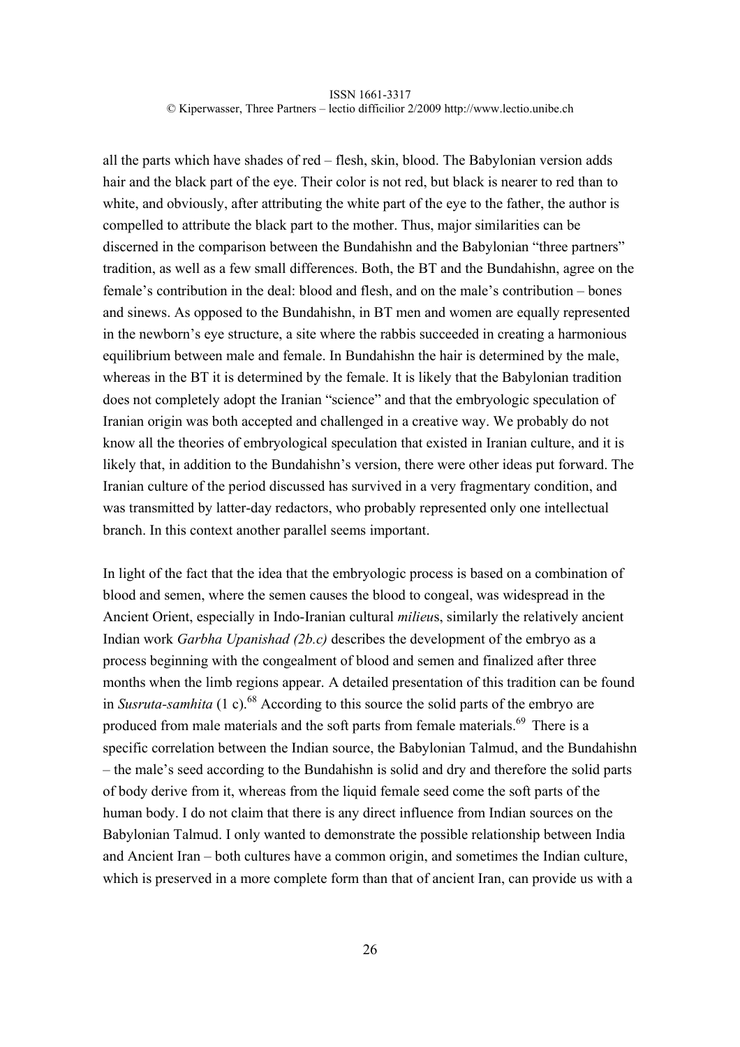all the parts which have shades of red – flesh, skin, blood. The Babylonian version adds hair and the black part of the eye. Their color is not red, but black is nearer to red than to white, and obviously, after attributing the white part of the eye to the father, the author is compelled to attribute the black part to the mother. Thus, major similarities can be discerned in the comparison between the Bundahishn and the Babylonian "three partners" tradition, as well as a few small differences. Both, the BT and the Bundahishn, agree on the female's contribution in the deal: blood and flesh, and on the male's contribution – bones and sinews. As opposed to the Bundahishn, in BT men and women are equally represented in the newborn's eye structure, a site where the rabbis succeeded in creating a harmonious equilibrium between male and female. In Bundahishn the hair is determined by the male, whereas in the BT it is determined by the female. It is likely that the Babylonian tradition does not completely adopt the Iranian "science" and that the embryologic speculation of Iranian origin was both accepted and challenged in a creative way. We probably do not know all the theories of embryological speculation that existed in Iranian culture, and it is likely that, in addition to the Bundahishn's version, there were other ideas put forward. The Iranian culture of the period discussed has survived in a very fragmentary condition, and was transmitted by latter-day redactors, who probably represented only one intellectual branch. In this context another parallel seems important.

In light of the fact that the idea that the embryologic process is based on a combination of blood and semen, where the semen causes the blood to congeal, was widespread in the Ancient Orient, especially in Indo-Iranian cultural *milieu*s, similarly the relatively ancient Indian work *Garbha Upanishad (2b.c)* describes the development of the embryo as a process beginning with the congealment of blood and semen and finalized after three months when the limb regions appear. A detailed presentation of this tradition can be found in *Susruta-samhita* (1 c).[68] According to this source the solid parts of the embryo are produced from male materials and the soft parts from female materials.[69] There is a specific correlation between the Indian source, the Babylonian Talmud, and the Bundahishn – the male's seed according to the Bundahishn is solid and dry and therefore the solid parts of body derive from it, whereas from the liquid female seed come the soft parts of the human body. I do not claim that there is any direct influence from Indian sources on the Babylonian Talmud. I only wanted to demonstrate the possible relationship between India and Ancient Iran – both cultures have a common origin, and sometimes the Indian culture, which is preserved in a more complete form than that of ancient Iran, can provide us with a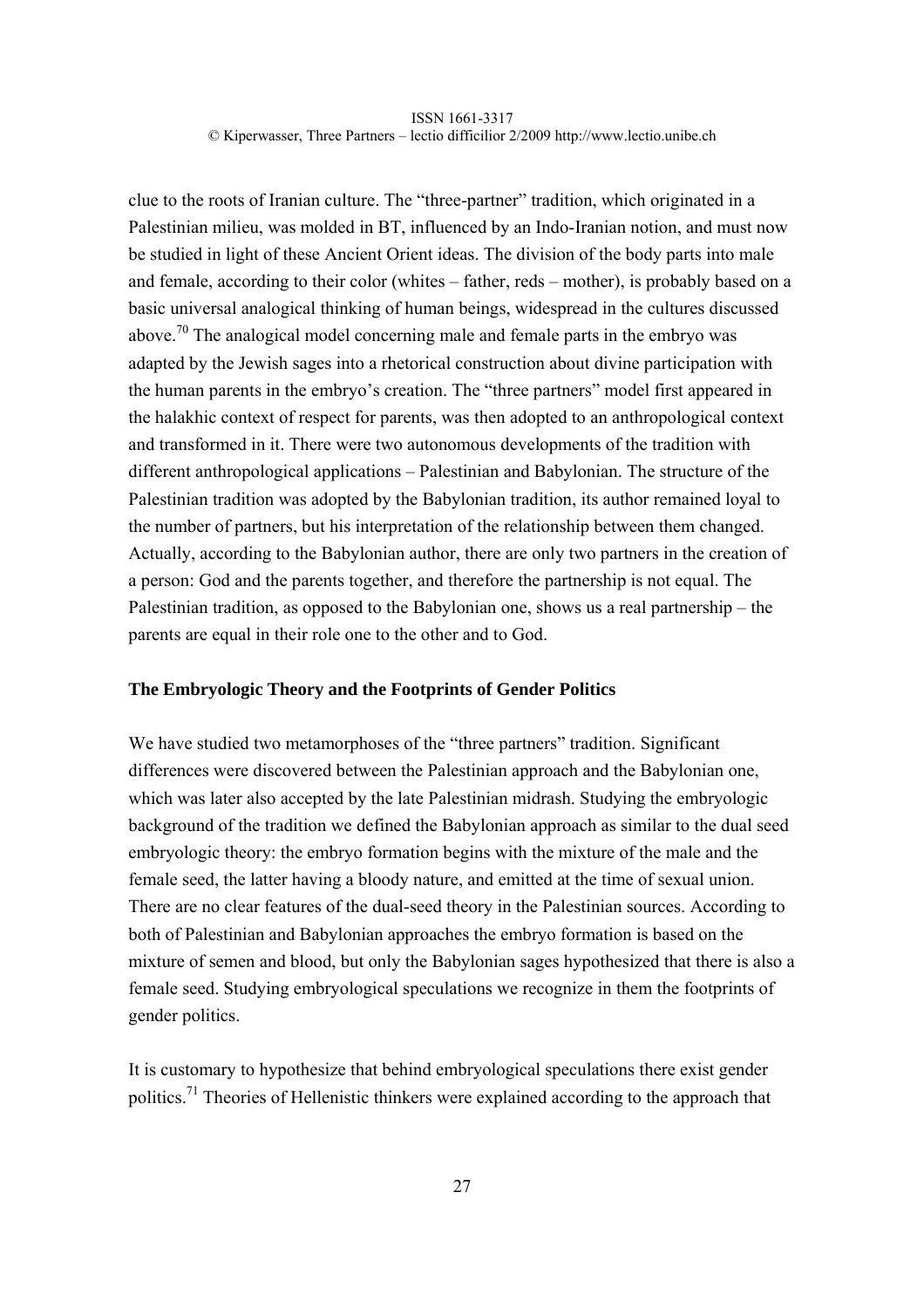clue to the roots of Iranian culture. The "three-partner" tradition, which originated in a Palestinian milieu, was molded in BT, influenced by an Indo-Iranian notion, and must now be studied in light of these Ancient Orient ideas. The division of the body parts into male and female, according to their color (whites – father, reds – mother), is probably based on a basic universal analogical thinking of human beings, widespread in the cultures discussed above.[70] The analogical model concerning male and female parts in the embryo was adapted by the Jewish sages into a rhetorical construction about divine participation with the human parents in the embryo's creation. The "three partners" model first appeared in the halakhic context of respect for parents, was then adopted to an anthropological context and transformed in it. There were two autonomous developments of the tradition with different anthropological applications – Palestinian and Babylonian. The structure of the Palestinian tradition was adopted by the Babylonian tradition, its author remained loyal to the number of partners, but his interpretation of the relationship between them changed. Actually, according to the Babylonian author, there are only two partners in the creation of a person: God and the parents together, and therefore the partnership is not equal. The Palestinian tradition, as opposed to the Babylonian one, shows us a real partnership – the parents are equal in their role one to the other and to God.

**The Embryologic Theory and the Footprints of Gender Politics**

We have studied two metamorphoses of the "three partners" tradition. Significant differences were discovered between the Palestinian approach and the Babylonian one, which was later also accepted by the late Palestinian midrash. Studying the embryologic background of the tradition we defined the Babylonian approach as similar to the dual seed embryologic theory: the embryo formation begins with the mixture of the male and the female seed, the latter having a bloody nature, and emitted at the time of sexual union. There are no clear features of the dual-seed theory in the Palestinian sources. According to both of Palestinian and Babylonian approaches the embryo formation is based on the mixture of semen and blood, but only the Babylonian sages hypothesized that there is also a female seed. Studying embryological speculations we recognize in them the footprints of gender politics.

It is customary to hypothesize that behind embryological speculations there exist gender politics.[71] Theories of Hellenistic thinkers were explained according to the approach that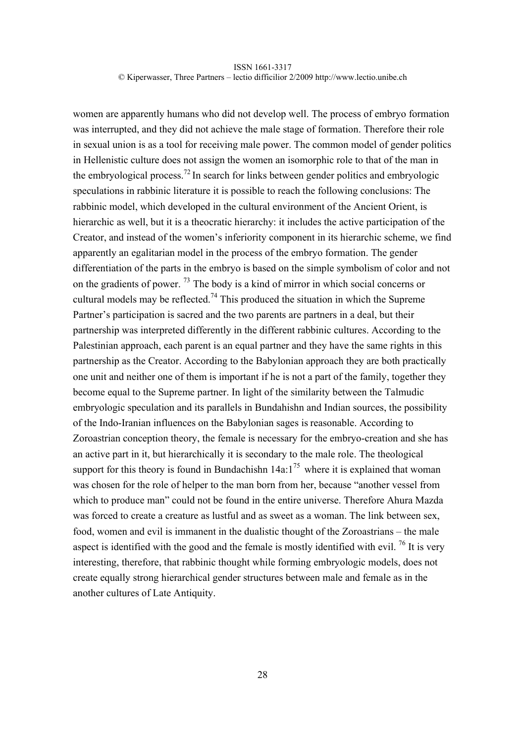women are apparently humans who did not develop well. The process of embryo formation was interrupted, and they did not achieve the male stage of formation. Therefore their role in sexual union is as a tool for receiving male power. The common model of gender politics in Hellenistic culture does not assign the women an isomorphic role to that of the man in the embryological process.[72] In search for links between gender politics and embryologic speculations in rabbinic literature it is possible to reach the following conclusions: The rabbinic model, which developed in the cultural environment of the Ancient Orient, is hierarchic as well, but it is a theocratic hierarchy: it includes the active participation of the Creator, and instead of the women's inferiority component in its hierarchic scheme, we find apparently an egalitarian model in the process of the embryo formation. The gender differentiation of the parts in the embryo is based on the simple symbolism of color and not on the gradients of power. [73] The body is a kind of mirror in which social concerns or cultural models may be reflected.[74] This produced the situation in which the Supreme Partner's participation is sacred and the two parents are partners in a deal, but their partnership was interpreted differently in the different rabbinic cultures. According to the Palestinian approach, each parent is an equal partner and they have the same rights in this partnership as the Creator. According to the Babylonian approach they are both practically one unit and neither one of them is important if he is not a part of the family, together they become equal to the Supreme partner. In light of the similarity between the Talmudic embryologic speculation and its parallels in Bundahishn and Indian sources, the possibility of the Indo-Iranian influences on the Babylonian sages is reasonable. According to Zoroastrian conception theory, the female is necessary for the embryo-creation and she has an active part in it, but hierarchically it is secondary to the male role. The theological support for this theory is found in Bundachishn 14a:1[75] where it is explained that woman was chosen for the role of helper to the man born from her, because "another vessel from which to produce man" could not be found in the entire universe. Therefore Ahura Mazda was forced to create a creature as lustful and as sweet as a woman. The link between sex, food, women and evil is immanent in the dualistic thought of the Zoroastrians – the male aspect is identified with the good and the female is mostly identified with evil. [76] It is very interesting, therefore, that rabbinic thought while forming embryologic models, does not create equally strong hierarchical gender structures between male and female as in the another cultures of Late Antiquity.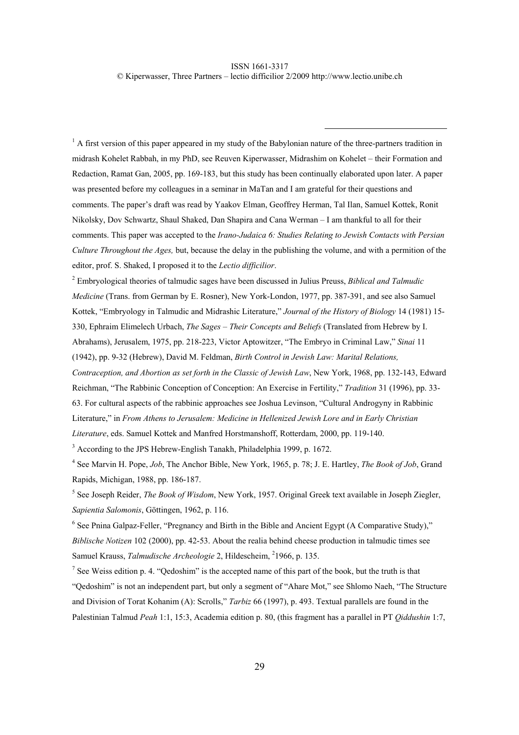[1] A first version of this paper appeared in my study of the Babylonian nature of the three-partners tradition in midrash Kohelet Rabbah, in my PhD, see Reuven Kiperwasser, Midrashim on Kohelet – their Formation and Redaction, Ramat Gan, 2005, pp. 169-183, but this study has been continually elaborated upon later. A paper was presented before my colleagues in a seminar in MaTan and I am grateful for their questions and comments. The paper's draft was read by Yaakov Elman, Geoffrey Herman, Tal Ilan, Samuel Kottek, Ronit Nikolsky, Dov Schwartz, Shaul Shaked, Dan Shapira and Cana Werman – I am thankful to all for their comments. This paper was accepted to the *Irano-Judaica 6: Studies Relating to Jewish Contacts with Persian Culture Throughout the Ages,* but, because the delay in the publishing the volume, and with a permition of the editor, prof. S. Shaked, I proposed it to the *Lectio difficilior*.

[2] Embryological theories of talmudic sages have been discussed in Julius Preuss, *Biblical and Talmudic Medicine* (Trans. from German by E. Rosner), New York-London, 1977, pp. 387-391, and see also Samuel Kottek, "Embryology in Talmudic and Midrashic Literature," *Journal of the History of Biology* 14 (1981) 15-330, Ephraim Elimelech Urbach, *The Sages – Their Concepts and Beliefs* (Translated from Hebrew by I. Abrahams), Jerusalem, 1975, pp. 218-223, Victor Aptowitzer, "The Embryo in Criminal Law," *Sinai* 11 (1942), pp. 9-32 (Hebrew), David M. Feldman, *Birth Control in Jewish Law: Marital Relations, Contraception, and Abortion as set forth in the Classic of Jewish Law*, New York, 1968, pp. 132-143, Edward Reichman, "The Rabbinic Conception of Conception: An Exercise in Fertility," *Tradition* 31 (1996), pp. 33-63. For cultural aspects of the rabbinic approaches see Joshua Levinson, "Cultural Androgyny in Rabbinic Literature," in *From Athens to Jerusalem: Medicine in Hellenized Jewish Lore and in Early Christian Literature*, eds. Samuel Kottek and Manfred Horstmanshoff, Rotterdam, 2000, pp. 119-140.

[3] According to the JPS Hebrew-English Tanakh, Philadelphia 1999, p. 1672.

[4] See Marvin H. Pope, *Job*, The Anchor Bible, New York, 1965, p. 78; J. E. Hartley, *The Book of Job*, Grand Rapids, Michigan, 1988, pp. 186-187.

[5] See Joseph Reider, *The Book of Wisdom*, New York, 1957. Original Greek text available in Joseph Ziegler, *Sapientia Salomonis*, Göttingen, 1962, p. 116.

[6] See Pnina Galpaz-Feller, "Pregnancy and Birth in the Bible and Ancient Egypt (A Comparative Study)," *Biblische Notizen* 102 (2000), pp. 42-53. About the realia behind cheese production in talmudic times see Samuel Krauss, *Talmudische Archeologie* 2, Hildescheim, [2]1966, p. 135.

[7] See Weiss edition p. 4. "Qedoshim" is the accepted name of this part of the book, but the truth is that "Qedoshim" is not an independent part, but only a segment of "Ahare Mot," see Shlomo Naeh, "The Structure and Division of Torat Kohanim (A): Scrolls," *Tarbiz* 66 (1997), p. 493. Textual parallels are found in the Palestinian Talmud *Peah* 1:1, 15:3, Academia edition p. 80, (this fragment has a parallel in PT *Qiddushin* 1:7,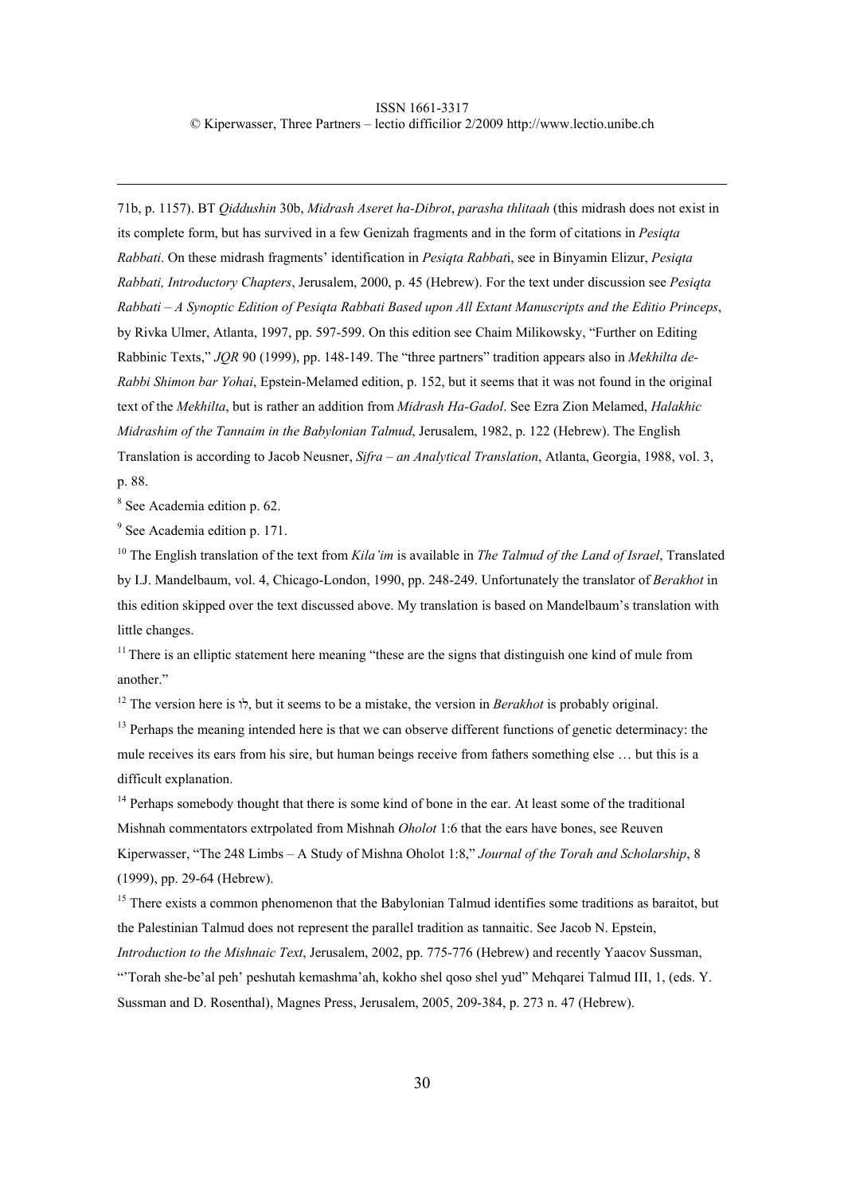71b, p. 1157). BT *Qiddushin* 30b, *Midrash Aseret ha-Dibrot*, *parasha thlitaah* (this midrash does not exist in its complete form, but has survived in a few Genizah fragments and in the form of citations in *Pesiqta Rabbati*. On these midrash fragments' identification in *Pesiqta Rabbat*i, see in Binyamin Elizur, *Pesiqta Rabbati, Introductory Chapters*, Jerusalem, 2000, p. 45 (Hebrew). For the text under discussion see *Pesiqta Rabbati – A Synoptic Edition of Pesiqta Rabbati Based upon All Extant Manuscripts and the Editio Princeps*, by Rivka Ulmer, Atlanta, 1997, pp. 597-599. On this edition see Chaim Milikowsky, "Further on Editing Rabbinic Texts," *JQR* 90 (1999), pp. 148-149. The "three partners" tradition appears also in *Mekhilta de-Rabbi Shimon bar Yohai*, Epstein-Melamed edition, p. 152, but it seems that it was not found in the original text of the *Mekhilta*, but is rather an addition from *Midrash Ha-Gadol*. See Ezra Zion Melamed, *Halakhic Midrashim of the Tannaim in the Babylonian Talmud*, Jerusalem, 1982, p. 122 (Hebrew). The English Translation is according to Jacob Neusner, *Sifra – an Analytical Translation*, Atlanta, Georgia, 1988, vol. 3, p. 88.

[8] See Academia edition p. 62.

[9] See Academia edition p. 171.

[10] The English translation of the text from *Kila'im* is available in *The Talmud of the Land of Israel*, Translated by I.J. Mandelbaum, vol. 4, Chicago-London, 1990, pp. 248-249. Unfortunately the translator of *Berakhot* in this edition skipped over the text discussed above. My translation is based on Mandelbaum's translation with little changes.

[11] There is an elliptic statement here meaning "these are the signs that distinguish one kind of mule from another."

[12] The version here is לו, but it seems to be a mistake, the version in *Berakhot* is probably original.

[13] Perhaps the meaning intended here is that we can observe different functions of genetic determinacy: the mule receives its ears from his sire, but human beings receive from fathers something else … but this is a difficult explanation.

[14] Perhaps somebody thought that there is some kind of bone in the ear. At least some of the traditional Mishnah commentators extrpolated from Mishnah *Oholot* 1:6 that the ears have bones, see Reuven Kiperwasser, "The 248 Limbs – A Study of Mishna Oholot 1:8," *Journal of the Torah and Scholarship*, 8 (1999), pp. 29-64 (Hebrew).

[15] There exists a common phenomenon that the Babylonian Talmud identifies some traditions as baraitot, but the Palestinian Talmud does not represent the parallel tradition as tannaitic. See Jacob N. Epstein, *Introduction to the Mishnaic Text*, Jerusalem, 2002, pp. 775-776 (Hebrew) and recently Yaacov Sussman, "'Torah she-be'al peh' peshutah kemashma'ah, kokho shel qoso shel yud" Mehqarei Talmud III, 1, (eds. Y. Sussman and D. Rosenthal), Magnes Press, Jerusalem, 2005, 209-384, p. 273 n. 47 (Hebrew).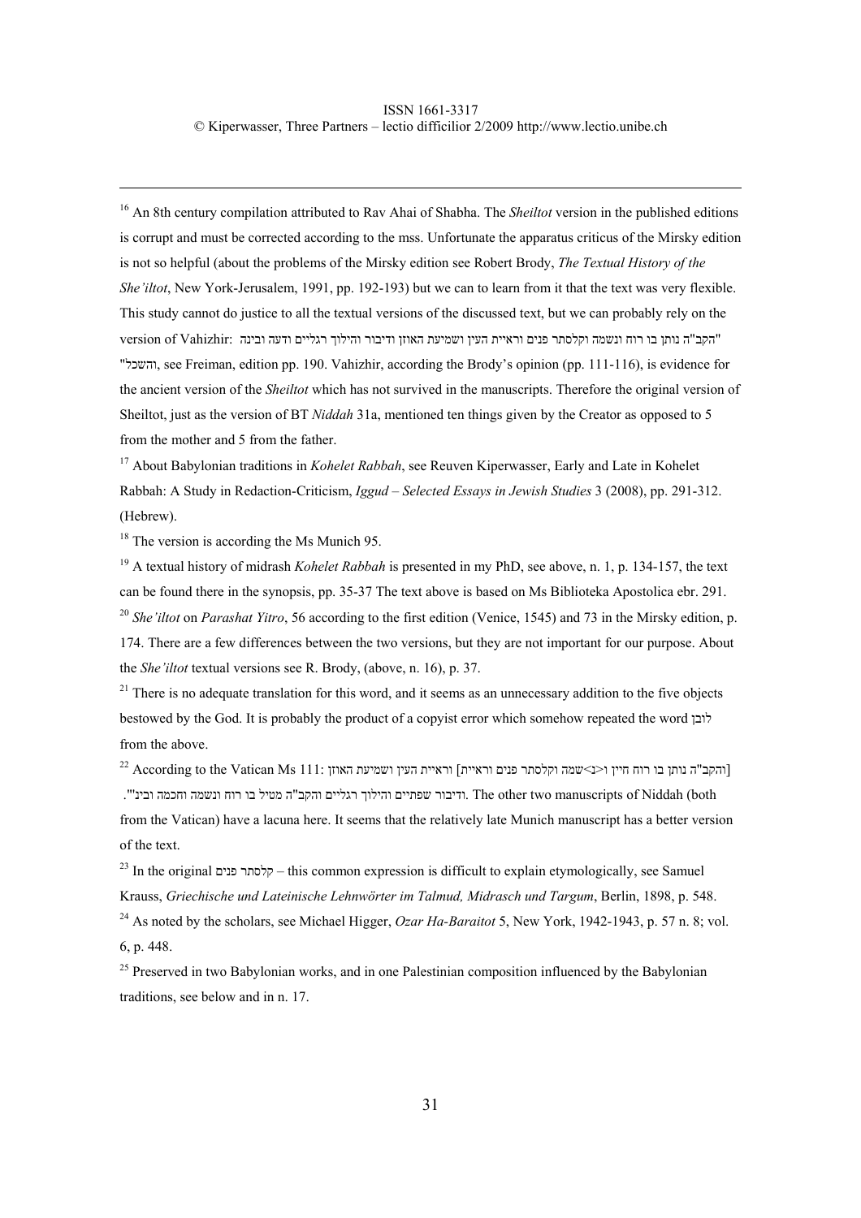[16] An 8th century compilation attributed to Rav Ahai of Shabha. The *Sheiltot* version in the published editions is corrupt and must be corrected according to the mss. Unfortunate the apparatus criticus of the Mirsky edition is not so helpful (about the problems of the Mirsky edition see Robert Brody, *The Textual History of the She'iltot*, New York-Jerusalem, 1991, pp. 192-193) but we can to learn from it that the text was very flexible. This study cannot do justice to all the textual versions of the discussed text, but we can probably rely on the version of Vahizhir: "הקב"ה נותן בו רוח ונשמה וקלסתר פנים וראיית העין ושמיעת האוזן ודיבור והילוך רגליים ודעה ובינה והשכל", see Freiman, edition pp. 190. Vahizhir, according the Brody's opinion (pp. 111-116), is evidence for the ancient version of the *Sheiltot* which has not survived in the manuscripts. Therefore the original version of Sheiltot, just as the version of BT *Niddah* 31a, mentioned ten things given by the Creator as opposed to 5 from the mother and 5 from the father.

[17] About Babylonian traditions in *Kohelet Rabbah*, see Reuven Kiperwasser, Early and Late in Kohelet Rabbah: A Study in Redaction-Criticism, *Iggud – Selected Essays in Jewish Studies* 3 (2008), pp. 291-312. (Hebrew).

[18] The version is according the Ms Munich 95.

[19] A textual history of midrash *Kohelet Rabbah* is presented in my PhD, see above, n. 1, p. 134-157, the text can be found there in the synopsis, pp. 35-37 The text above is based on Ms Biblioteka Apostolica ebr. 291.

[20] *She'iltot* on *Parashat Yitro*, 56 according to the first edition (Venice, 1545) and 73 in the Mirsky edition, p. 174. There are a few differences between the two versions, but they are not important for our purpose. About the *She'iltot* textual versions see R. Brody, (above, n. 16), p. 37.

[21] There is no adequate translation for this word, and it seems as an unnecessary addition to the five objects bestowed by the God. It is probably the product of a copyist error which somehow repeated the word לובן from the above.

[22] According to the Vatican Ms 111: [והקב"ה נותן בו רוח חיין ו<נ>שמה וקלסתר פנים וראיית] וראיית העין ושמיעת האוזן ודיבור שפתיים והילוך רגליים והקב"ה מטיל בו רוח ונשמה וחכמה ובינ"". The other two manuscripts of Niddah (both from the Vatican) have a lacuna here. It seems that the relatively late Munich manuscript has a better version of the text.

[23] In the original קלסתר פנים – this common expression is difficult to explain etymologically, see Samuel Krauss, *Griechische und Lateinische Lehnwörter im Talmud, Midrasch und Targum*, Berlin, 1898, p. 548.

[24] As noted by the scholars, see Michael Higger, *Ozar Ha-Baraitot* 5, New York, 1942-1943, p. 57 n. 8; vol. 6, p. 448.

[25] Preserved in two Babylonian works, and in one Palestinian composition influenced by the Babylonian traditions, see below and in n. 17.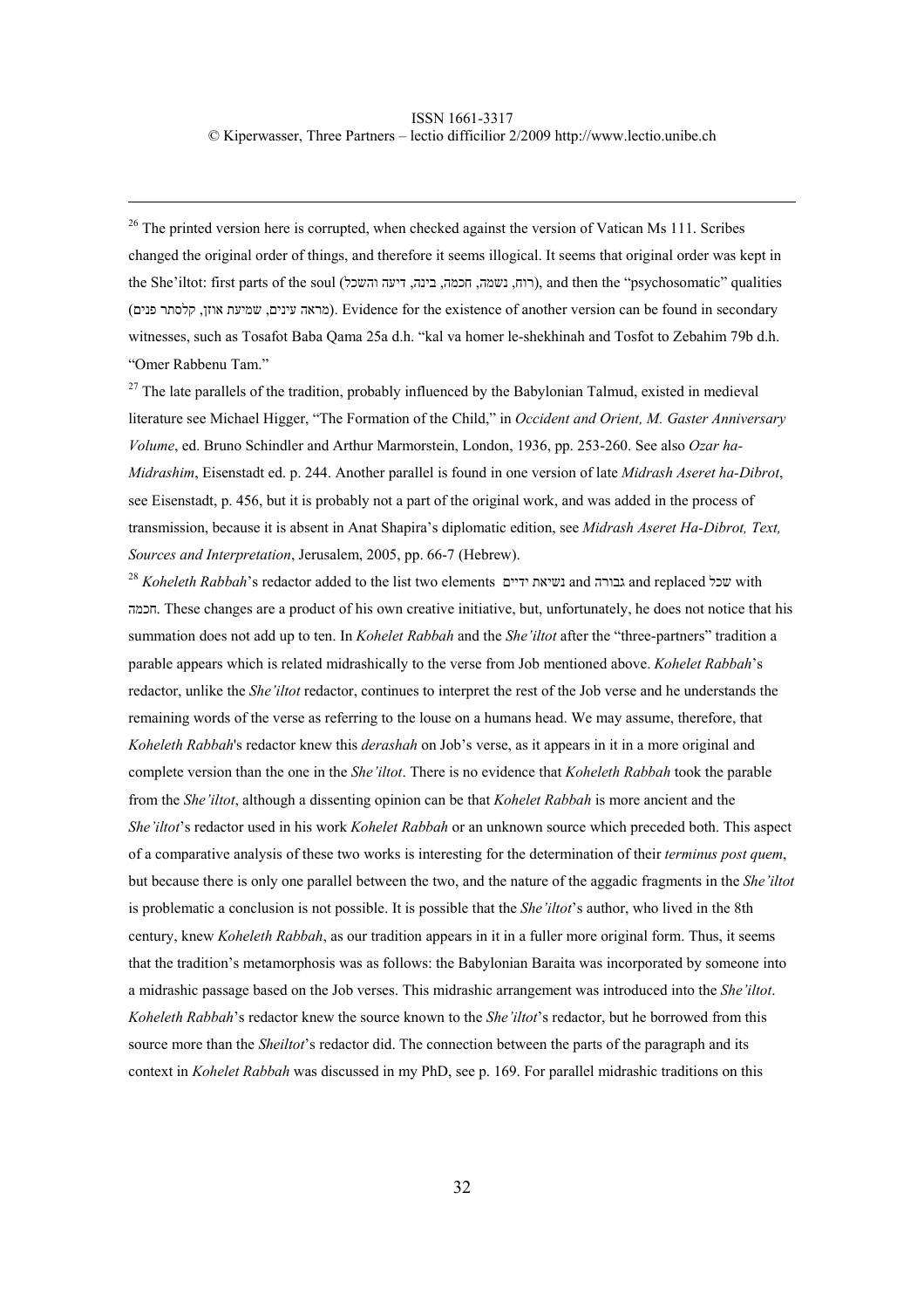[26] The printed version here is corrupted, when checked against the version of Vatican Ms 111. Scribes changed the original order of things, and therefore it seems illogical. It seems that original order was kept in the She'iltot: first parts of the soul (רוח, נשמה, חכמה, בינה, דיעה והשכל), and then the "psychosomatic" qualities (מראה עינים, שמיעת אוזן, קלסתר פנים). Evidence for the existence of another version can be found in secondary witnesses, such as Tosafot Baba Qama 25a d.h. "kal va homer le-shekhinah and Tosfot to Zebahim 79b d.h. "Omer Rabbenu Tam."

[27] The late parallels of the tradition, probably influenced by the Babylonian Talmud, existed in medieval literature see Michael Higger, "The Formation of the Child," in *Occident and Orient, M. Gaster Anniversary Volume*, ed. Bruno Schindler and Arthur Marmorstein, London, 1936, pp. 253-260. See also *Ozar ha-Midrashim*, Eisenstadt ed. p. 244. Another parallel is found in one version of late *Midrash Aseret ha-Dibrot*, see Eisenstadt, p. 456, but it is probably not a part of the original work, and was added in the process of transmission, because it is absent in Anat Shapira's diplomatic edition, see *Midrash Aseret Ha-Dibrot, Text, Sources and Interpretation*, Jerusalem, 2005, pp. 66-7 (Hebrew).

[28] *Koheleth Rabbah*'s redactor added to the list two elements נשיאת ידיים and גבורה and replaced שכל with חכמה. These changes are a product of his own creative initiative, but, unfortunately, he does not notice that his summation does not add up to ten. In *Kohelet Rabbah* and the *She'iltot* after the "three-partners" tradition a parable appears which is related midrashically to the verse from Job mentioned above. *Kohelet Rabbah*'s redactor, unlike the *She'iltot* redactor, continues to interpret the rest of the Job verse and he understands the remaining words of the verse as referring to the louse on a humans head. We may assume, therefore, that *Koheleth Rabbah*'s redactor knew this *derashah* on Job's verse, as it appears in it in a more original and complete version than the one in the *She'iltot*. There is no evidence that *Koheleth Rabbah* took the parable from the *She'iltot*, although a dissenting opinion can be that *Kohelet Rabbah* is more ancient and the *She'iltot*'s redactor used in his work *Kohelet Rabbah* or an unknown source which preceded both. This aspect of a comparative analysis of these two works is interesting for the determination of their *terminus post quem*, but because there is only one parallel between the two, and the nature of the aggadic fragments in the *She'iltot* is problematic a conclusion is not possible. It is possible that the *She'iltot*'s author, who lived in the 8th century, knew *Koheleth Rabbah*, as our tradition appears in it in a fuller more original form. Thus, it seems that the tradition's metamorphosis was as follows: the Babylonian Baraita was incorporated by someone into a midrashic passage based on the Job verses. This midrashic arrangement was introduced into the *She'iltot*. *Koheleth Rabbah*'s redactor knew the source known to the *She'iltot*'s redactor, but he borrowed from this source more than the *Sheiltot*'s redactor did. The connection between the parts of the paragraph and its context in *Kohelet Rabbah* was discussed in my PhD, see p. 169. For parallel midrashic traditions on this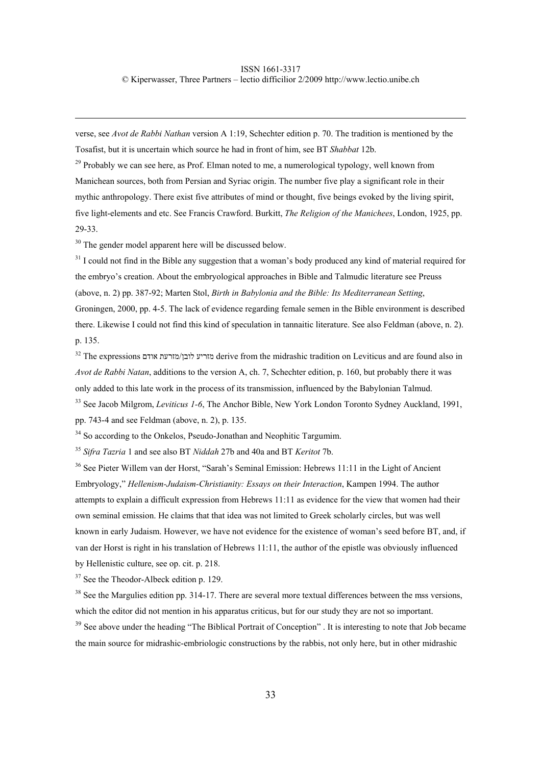verse, see *Avot de Rabbi Nathan* version A 1:19, Schechter edition p. 70. The tradition is mentioned by the Tosafist, but it is uncertain which source he had in front of him, see BT *Shabbat* 12b.

[29] Probably we can see here, as Prof. Elman noted to me, a numerological typology, well known from Manichean sources, both from Persian and Syriac origin. The number five play a significant role in their mythic anthropology. There exist five attributes of mind or thought, five beings evoked by the living spirit, five light-elements and etc. See Francis Crawford. Burkitt, *The Religion of the Manichees*, London, 1925, pp. 29-33.

[30] The gender model apparent here will be discussed below.

[31] I could not find in the Bible any suggestion that a woman's body produced any kind of material required for the embryo's creation. About the embryological approaches in Bible and Talmudic literature see Preuss (above, n. 2) pp. 387-92; Marten Stol, *Birth in Babylonia and the Bible: Its Mediterranean Setting*, Groningen, 2000, pp. 4-5. The lack of evidence regarding female semen in the Bible environment is described there. Likewise I could not find this kind of speculation in tannaitic literature. See also Feldman (above, n. 2). p. 135.

[32] The expressions מזריע לובן/מזרעת אודם derive from the midrashic tradition on Leviticus and are found also in *Avot de Rabbi Natan*, additions to the version A, ch. 7, Schechter edition, p. 160, but probably there it was only added to this late work in the process of its transmission, influenced by the Babylonian Talmud.

[33] See Jacob Milgrom, *Leviticus 1-6*, The Anchor Bible, New York London Toronto Sydney Auckland, 1991, pp. 743-4 and see Feldman (above, n. 2), p. 135.

[34] So according to the Onkelos, Pseudo-Jonathan and Neophitic Targumim.

[35] *Sifra Tazria* 1 and see also BT *Niddah* 27b and 40a and BT *Keritot* 7b.

[36] See Pieter Willem van der Horst, "Sarah's Seminal Emission: Hebrews 11:11 in the Light of Ancient Embryology," *Hellenism-Judaism-Christianity: Essays on their Interaction*, Kampen 1994. The author attempts to explain a difficult expression from Hebrews 11:11 as evidence for the view that women had their own seminal emission. He claims that that idea was not limited to Greek scholarly circles, but was well known in early Judaism. However, we have not evidence for the existence of woman's seed before BT, and, if van der Horst is right in his translation of Hebrews 11:11, the author of the epistle was obviously influenced by Hellenistic culture, see op. cit. p. 218.

[37] See the Theodor-Albeck edition p. 129.

[38] See the Margulies edition pp. 314-17. There are several more textual differences between the mss versions, which the editor did not mention in his apparatus criticus, but for our study they are not so important.

[39] See above under the heading "The Biblical Portrait of Conception" . It is interesting to note that Job became the main source for midrashic-embriologic constructions by the rabbis, not only here, but in other midrashic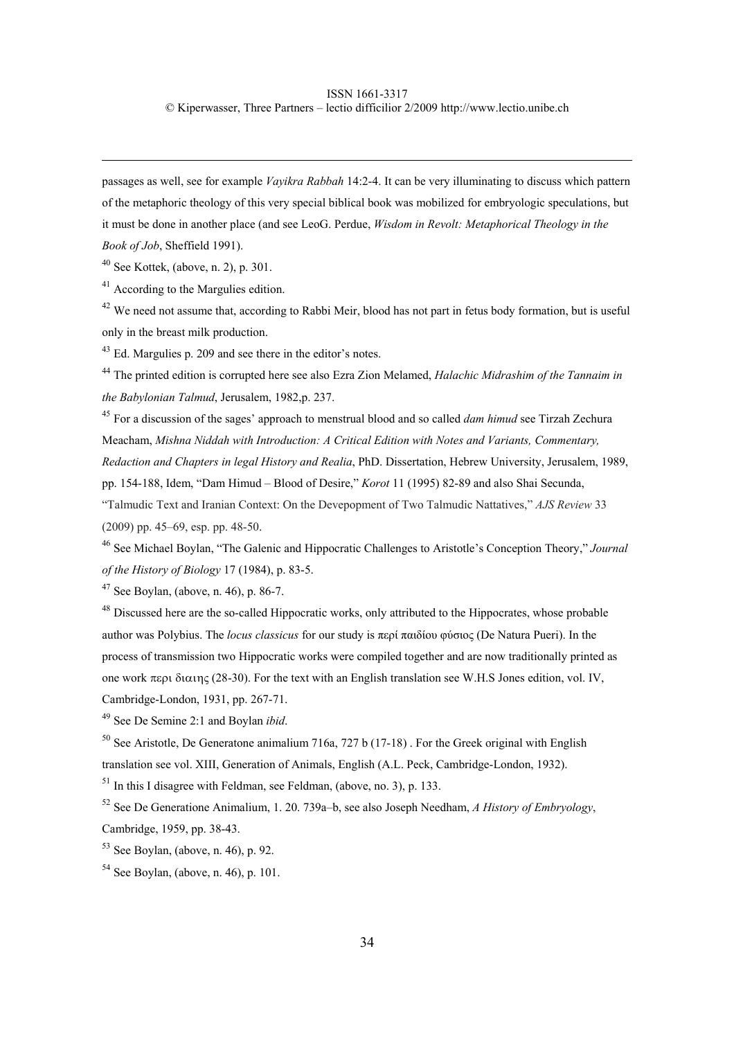passages as well, see for example *Vayikra Rabbah* 14:2-4. It can be very illuminating to discuss which pattern of the metaphoric theology of this very special biblical book was mobilized for embryologic speculations, but it must be done in another place (and see LeoG. Perdue, *Wisdom in Revolt: Metaphorical Theology in the Book of Job*, Sheffield 1991).

[40] See Kottek, (above, n. 2), p. 301.

[41] According to the Margulies edition.

[42] We need not assume that, according to Rabbi Meir, blood has not part in fetus body formation, but is useful only in the breast milk production.

[43] Ed. Margulies p. 209 and see there in the editor's notes.

[44] The printed edition is corrupted here see also Ezra Zion Melamed, *Halachic Midrashim of the Tannaim in the Babylonian Talmud*, Jerusalem, 1982,p. 237.

[45] For a discussion of the sages' approach to menstrual blood and so called *dam himud* see Tirzah Zechura Meacham, *Mishna Niddah with Introduction: A Critical Edition with Notes and Variants, Commentary, Redaction and Chapters in legal History and Realia*, PhD. Dissertation, Hebrew University, Jerusalem, 1989, pp. 154-188, Idem, "Dam Himud – Blood of Desire," *Korot* 11 (1995) 82-89 and also Shai Secunda, "Talmudic Text and Iranian Context: On the Devepopment of Two Talmudic Nattatives," *AJS Review* 33 (2009) pp. 45–69, esp. pp. 48-50.

[46] See Michael Boylan, "The Galenic and Hippocratic Challenges to Aristotle's Conception Theory," *Journal of the History of Biology* 17 (1984), p. 83-5.

[47] See Boylan, (above, n. 46), p. 86-7.

[48] Discussed here are the so-called Hippocratic works, only attributed to the Hippocrates, whose probable author was Polybius. The *locus classicus* for our study is περί παιδίου φύσιος (De Natura Pueri). In the process of transmission two Hippocratic works were compiled together and are now traditionally printed as one work περι διαιης (28-30). For the text with an English translation see W.H.S Jones edition, vol. IV, Cambridge-London, 1931, pp. 267-71.

[49] See De Semine 2:1 and Boylan *ibid*.

[50] See Aristotle, De Generatone animalium 716a, 727 b (17-18) . For the Greek original with English translation see vol. XIII, Generation of Animals, English (A.L. Peck, Cambridge-London, 1932).

[51] In this I disagree with Feldman, see Feldman, (above, no. 3), p. 133.

[52] See De Generatione Animalium, 1. 20. 739a–b, see also Joseph Needham, *A History of Embryology*, Cambridge, 1959, pp. 38-43.

[53] See Boylan, (above, n. 46), p. 92.

[54] See Boylan, (above, n. 46), p. 101.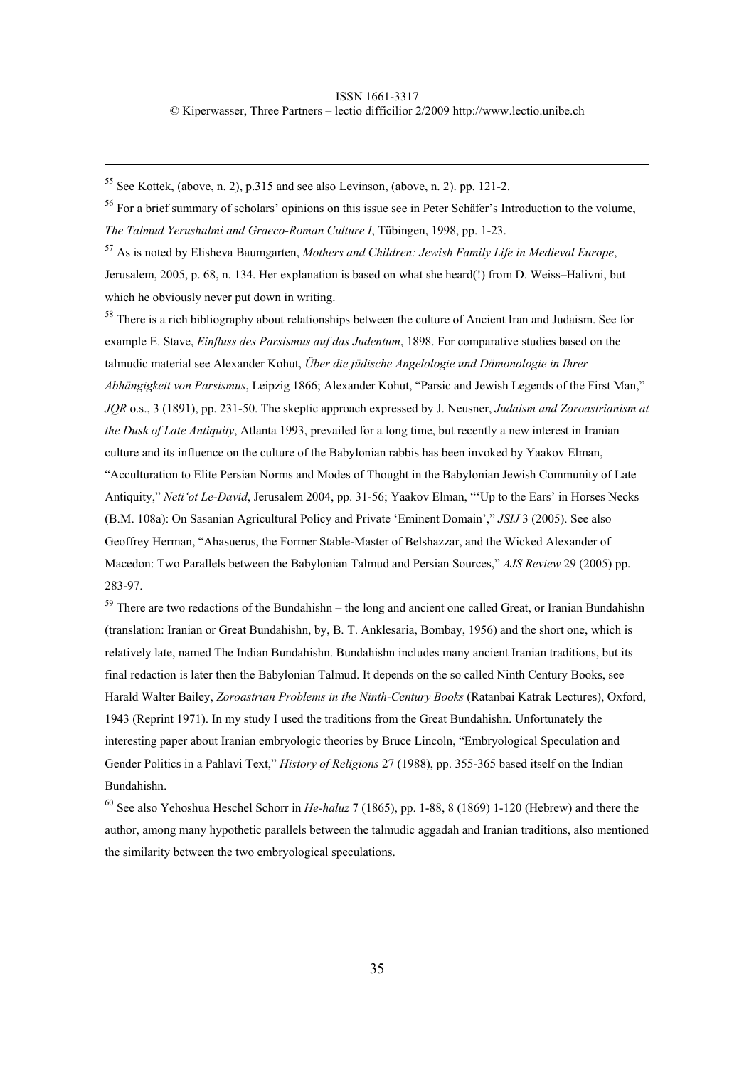[55] See Kottek, (above, n. 2), p.315 and see also Levinson, (above, n. 2). pp. 121-2.

[56] For a brief summary of scholars' opinions on this issue see in Peter Schäfer's Introduction to the volume, *The Talmud Yerushalmi and Graeco-Roman Culture I*, Tübingen, 1998, pp. 1-23.

[57] As is noted by Elisheva Baumgarten, *Mothers and Children: Jewish Family Life in Medieval Europe*, Jerusalem, 2005, p. 68, n. 134. Her explanation is based on what she heard(!) from D. Weiss–Halivni, but which he obviously never put down in writing.

[58] There is a rich bibliography about relationships between the culture of Ancient Iran and Judaism. See for example E. Stave, *Einfluss des Parsismus auf das Judentum*, 1898. For comparative studies based on the talmudic material see Alexander Kohut, *Über die jüdische Angelologie und Dämonologie in Ihrer Abhängigkeit von Parsismus*, Leipzig 1866; Alexander Kohut, "Parsic and Jewish Legends of the First Man," *JQR* o.s., 3 (1891), pp. 231-50. The skeptic approach expressed by J. Neusner, *Judaism and Zoroastrianism at the Dusk of Late Antiquity*, Atlanta 1993, prevailed for a long time, but recently a new interest in Iranian culture and its influence on the culture of the Babylonian rabbis has been invoked by Yaakov Elman, "Acculturation to Elite Persian Norms and Modes of Thought in the Babylonian Jewish Community of Late Antiquity," *Neti'ot Le-David*, Jerusalem 2004, pp. 31-56; Yaakov Elman, "'Up to the Ears' in Horses Necks (B.M. 108a): On Sasanian Agricultural Policy and Private 'Eminent Domain'," *JSIJ* 3 (2005). See also Geoffrey Herman, "Ahasuerus, the Former Stable-Master of Belshazzar, and the Wicked Alexander of Macedon: Two Parallels between the Babylonian Talmud and Persian Sources," *AJS Review* 29 (2005) pp. 283-97.

[59] There are two redactions of the Bundahishn – the long and ancient one called Great, or Iranian Bundahishn (translation: Iranian or Great Bundahishn, by, B. T. Anklesaria, Bombay, 1956) and the short one, which is relatively late, named The Indian Bundahishn. Bundahishn includes many ancient Iranian traditions, but its final redaction is later then the Babylonian Talmud. It depends on the so called Ninth Century Books, see Harald Walter Bailey, *Zoroastrian Problems in the Ninth-Century Books* (Ratanbai Katrak Lectures), Oxford, 1943 (Reprint 1971). In my study I used the traditions from the Great Bundahishn. Unfortunately the interesting paper about Iranian embryologic theories by Bruce Lincoln, "Embryological Speculation and Gender Politics in a Pahlavi Text," *History of Religions* 27 (1988), pp. 355-365 based itself on the Indian Bundahishn.

[60] See also Yehoshua Heschel Schorr in *He-haluz* 7 (1865), pp. 1-88, 8 (1869) 1-120 (Hebrew) and there the author, among many hypothetic parallels between the talmudic aggadah and Iranian traditions, also mentioned the similarity between the two embryological speculations.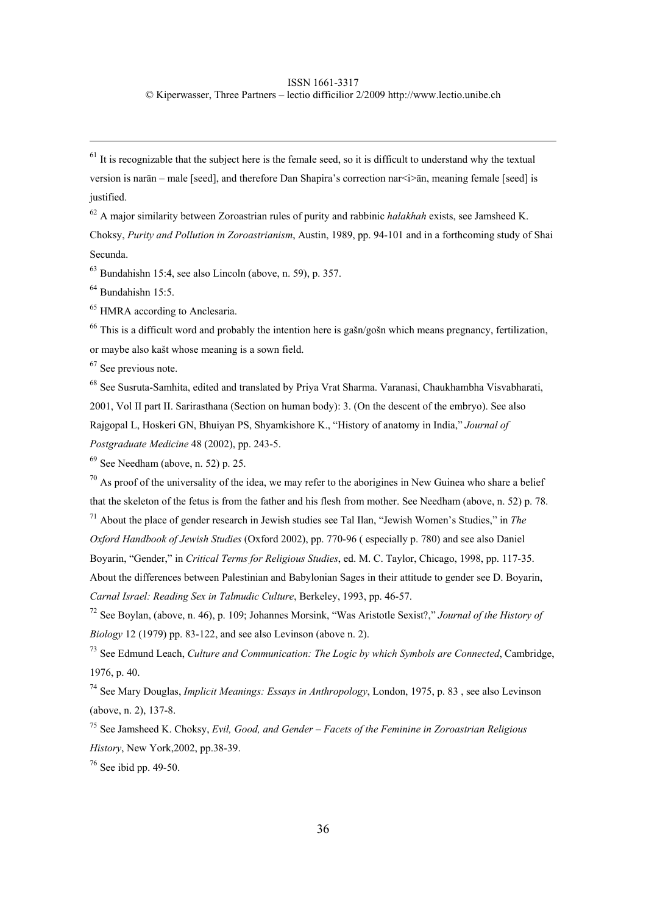[61] It is recognizable that the subject here is the female seed, so it is difficult to understand why the textual version is narān – male [seed], and therefore Dan Shapira's correction nar<i>ān, meaning female [seed] is justified.

[62] A major similarity between Zoroastrian rules of purity and rabbinic *halakhah* exists, see Jamsheed K. Choksy, *Purity and Pollution in Zoroastrianism*, Austin, 1989, pp. 94-101 and in a forthcoming study of Shai Secunda.

[63] Bundahishn 15:4, see also Lincoln (above, n. 59), p. 357.

[64] Bundahishn 15:5.

[65] HMRA according to Anclesaria.

[66] This is a difficult word and probably the intention here is gašn/gošn which means pregnancy, fertilization, or maybe also kašt whose meaning is a sown field.

[67] See previous note.

[68] See Susruta-Samhita, edited and translated by Priya Vrat Sharma. Varanasi, Chaukhambha Visvabharati, 2001, Vol II part II. Sarirasthana (Section on human body): 3. (On the descent of the embryo). See also Rajgopal L, Hoskeri GN, Bhuiyan PS, Shyamkishore K., "History of anatomy in India," *Journal of Postgraduate Medicine* 48 (2002), pp. 243-5.

[69] See Needham (above, n. 52) p. 25.

[70] As proof of the universality of the idea, we may refer to the aborigines in New Guinea who share a belief that the skeleton of the fetus is from the father and his flesh from mother. See Needham (above, n. 52) p. 78.

[71] About the place of gender research in Jewish studies see Tal Ilan, "Jewish Women's Studies," in *The Oxford Handbook of Jewish Studies* (Oxford 2002), pp. 770-96 ( especially p. 780) and see also Daniel Boyarin, "Gender," in *Critical Terms for Religious Studies*, ed. M. C. Taylor, Chicago, 1998, pp. 117-35. About the differences between Palestinian and Babylonian Sages in their attitude to gender see D. Boyarin, *Carnal Israel: Reading Sex in Talmudic Culture*, Berkeley, 1993, pp. 46-57.

[72] See Boylan, (above, n. 46), p. 109; Johannes Morsink, "Was Aristotle Sexist?," *Journal of the History of Biology* 12 (1979) pp. 83-122, and see also Levinson (above n. 2).

[73] See Edmund Leach, *Culture and Communication: The Logic by which Symbols are Connected*, Cambridge, 1976, p. 40.

[74] See Mary Douglas, *Implicit Meanings: Essays in Anthropology*, London, 1975, p. 83 , see also Levinson (above, n. 2), 137-8.

[75] See Jamsheed K. Choksy, *Evil, Good, and Gender – Facets of the Feminine in Zoroastrian Religious History*, New York,2002, pp.38-39.

[76] See ibid pp. 49-50.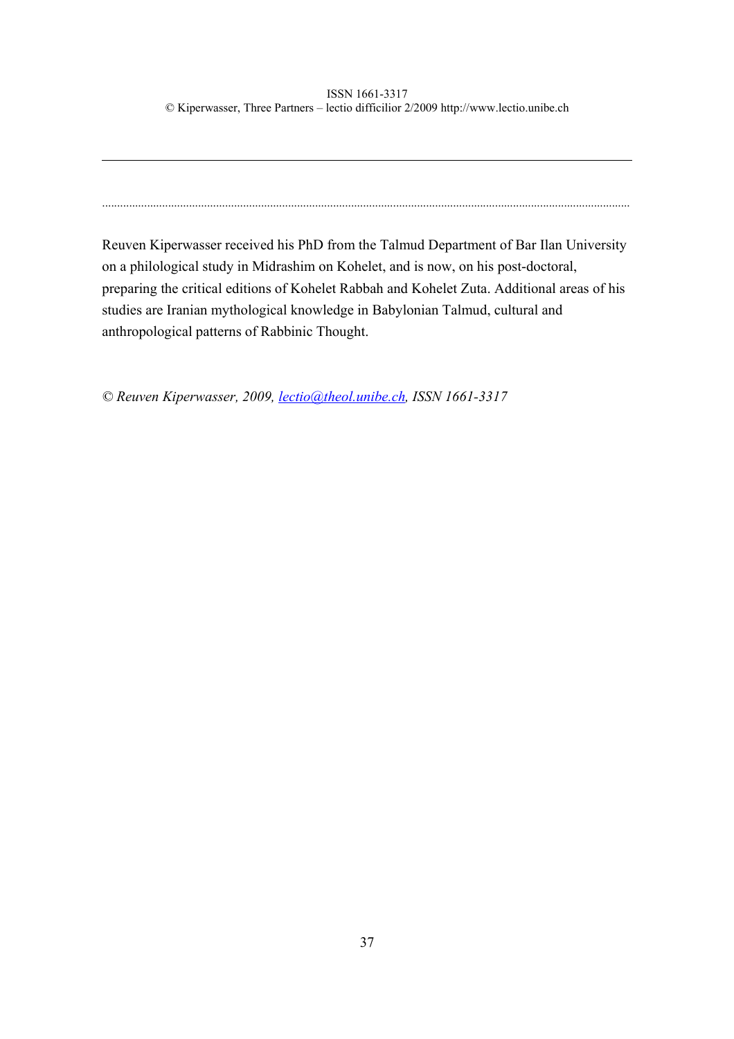Reuven Kiperwasser received his PhD from the Talmud Department of Bar Ilan University on a philological study in Midrashim on Kohelet, and is now, on his post-doctoral, preparing the critical editions of Kohelet Rabbah and Kohelet Zuta. Additional areas of his studies are Iranian mythological knowledge in Babylonian Talmud, cultural and anthropological patterns of Rabbinic Thought.

*© Reuven Kiperwasser, 2009, lectio@theol.unibe.ch, ISSN 1661-3317*